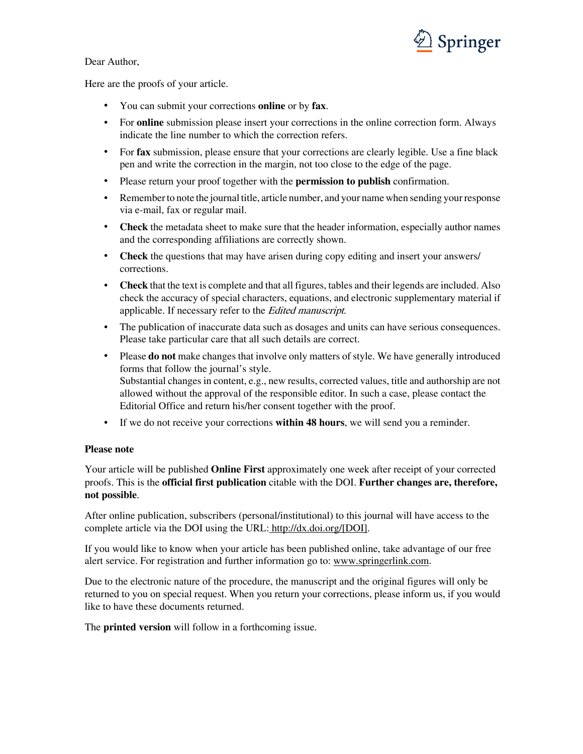Dear Author,

Here are the proofs of your article.

- You can submit your corrections **online** or by **fax**.
- For **online** submission please insert your corrections in the online correction form. Always indicate the line number to which the correction refers.
- For **fax** submission, please ensure that your corrections are clearly legible. Use a fine black pen and write the correction in the margin, not too close to the edge of the page.
- Please return your proof together with the **permission to publish** confirmation.
- Remember to note the journal title, article number, and your name when sending your response via e-mail, fax or regular mail.
- **Check** the metadata sheet to make sure that the header information, especially author names and the corresponding affiliations are correctly shown.
- **Check** the questions that may have arisen during copy editing and insert your answers/ corrections.
- **Check** that the text is complete and that all figures, tables and their legends are included. Also check the accuracy of special characters, equations, and electronic supplementary material if applicable. If necessary refer to the *Edited manuscript*.
- The publication of inaccurate data such as dosages and units can have serious consequences. Please take particular care that all such details are correct.
- Please **do not** make changes that involve only matters of style. We have generally introduced forms that follow the journal's style.
  Substantial changes in content, e.g., new results, corrected values, title and authorship are not allowed without the approval of the responsible editor. In such a case, please contact the Editorial Office and return his/her consent together with the proof.
- If we do not receive your corrections **within 48 hours**, we will send you a reminder.

**Please note**

Your article will be published **Online First** approximately one week after receipt of your corrected proofs. This is the **official first publication** citable with the DOI. **Further changes are, therefore, not possible**.

After online publication, subscribers (personal/institutional) to this journal will have access to the complete article via the DOI using the URL: http://dx.doi.org/[DOI].

If you would like to know when your article has been published online, take advantage of our free alert service. For registration and further information go to: www.springerlink.com.

Due to the electronic nature of the procedure, the manuscript and the original figures will only be returned to you on special request. When you return your corrections, please inform us, if you would like to have these documents returned.

The **printed version** will follow in a forthcoming issue.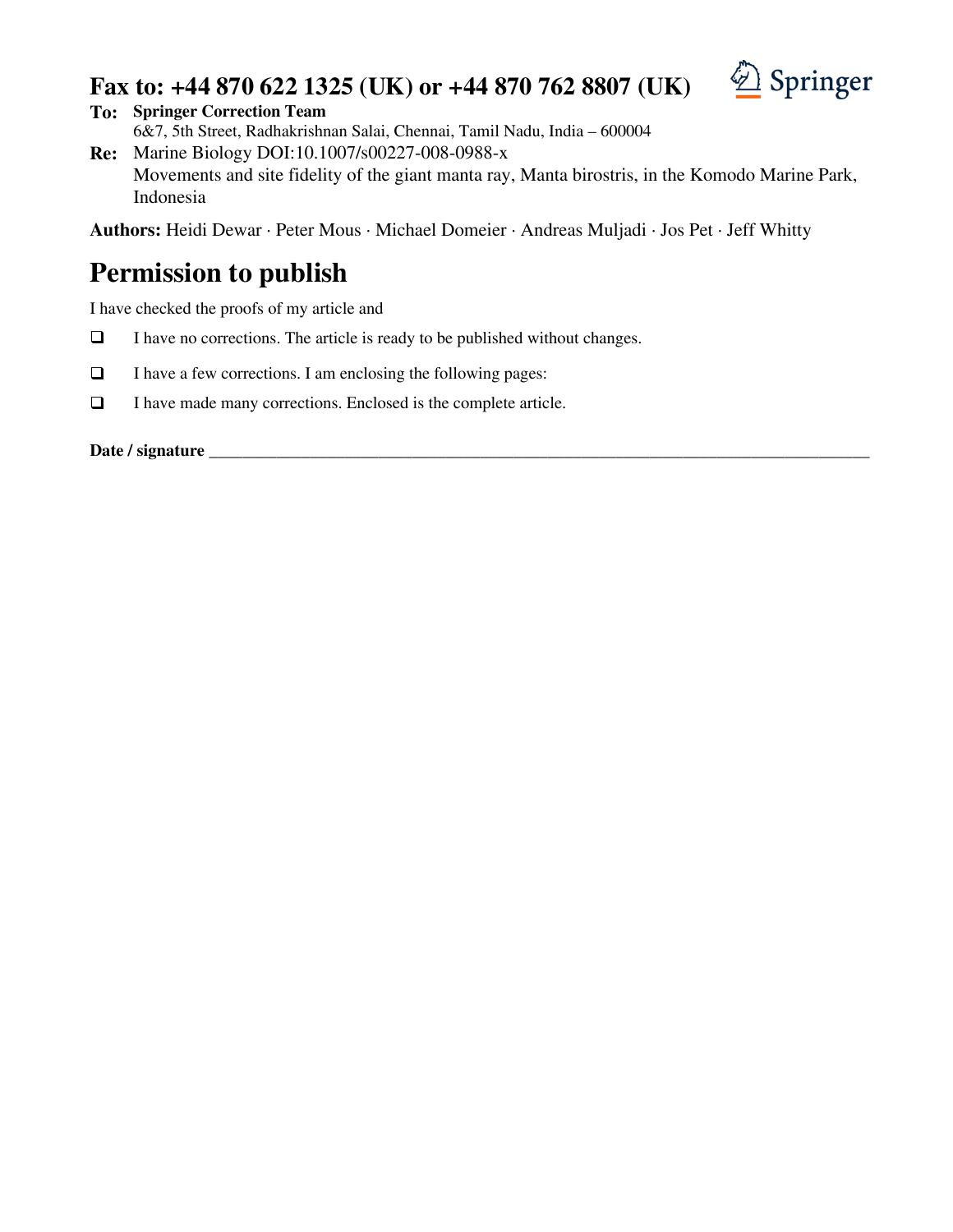**Fax to: +44 870 622 1325 (UK) or +44 870 762 8807 (UK)**

Springer

**To:** **Springer Correction Team**
6&7, 5th Street, Radhakrishnan Salai, Chennai, Tamil Nadu, India – 600004

**Re:** Marine Biology DOI:10.1007/s00227-008-0988-x
Movements and site fidelity of the giant manta ray, Manta birostris, in the Komodo Marine Park, Indonesia

**Authors:** Heidi Dewar · Peter Mous · Michael Domeier · Andreas Muljadi · Jos Pet · Jeff Whitty

# Permission to publish

I have checked the proofs of my article and

- ❑ I have no corrections. The article is ready to be published without changes.
- ❑ I have a few corrections. I am enclosing the following pages:
- ❑ I have made many corrections. Enclosed is the complete article.

**Date / signature** ______________________________________________________________________________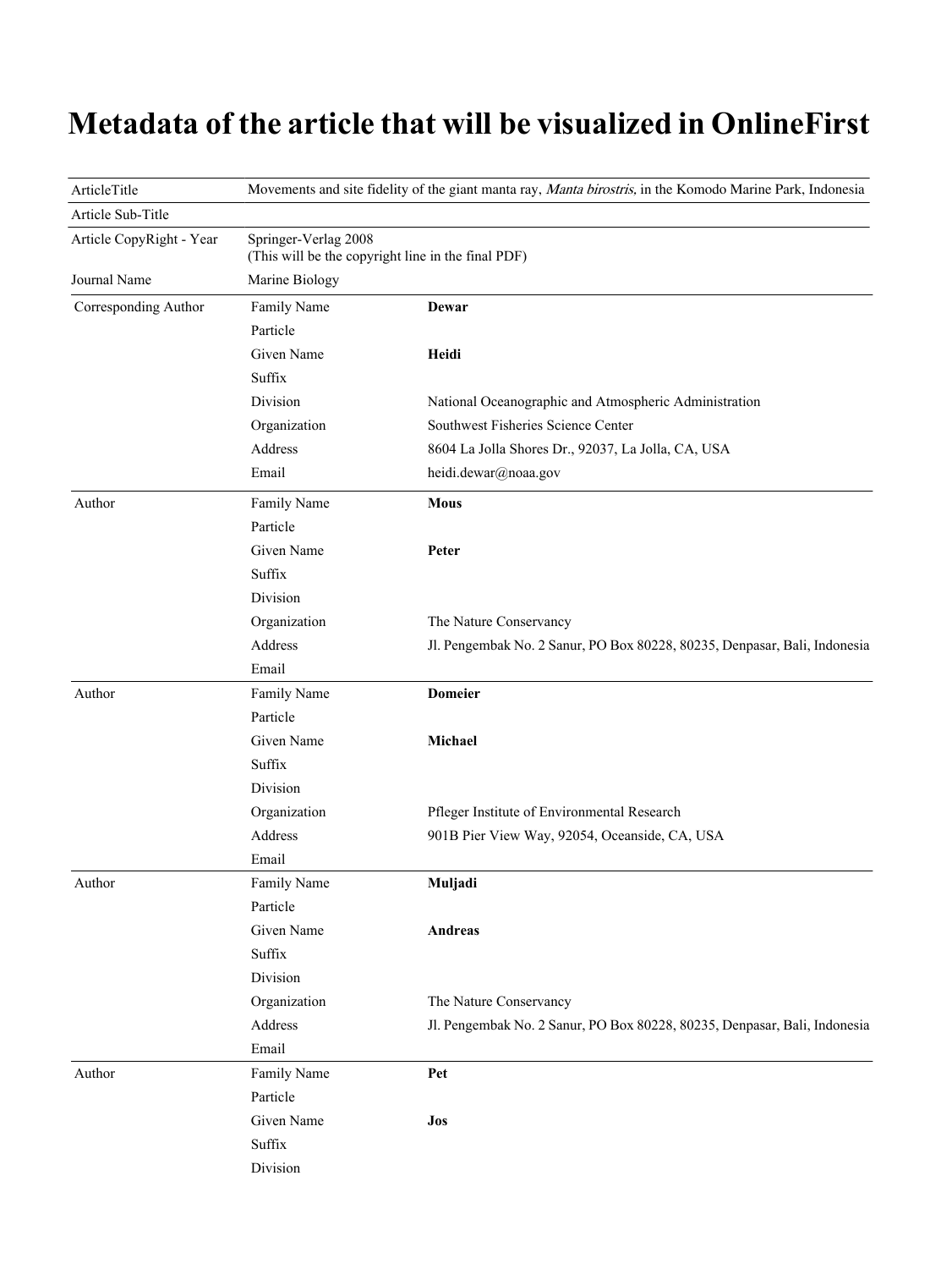# Metadata of the article that will be visualized in OnlineFirst

| | | |
|---|---|---|
| ArticleTitle | Movements and site fidelity of the giant manta ray, *Manta birostris,* in the Komodo Marine Park, Indonesia | |
| Article Sub-Title | | |
| Article CopyRight - Year | Springer-Verlag 2008<br>(This will be the copyright line in the final PDF) | |
| Journal Name | Marine Biology | |
| Corresponding Author | Family Name | **Dewar** |
| | Particle | |
| | Given Name | **Heidi** |
| | Suffix | |
| | Division | National Oceanographic and Atmospheric Administration |
| | Organization | Southwest Fisheries Science Center |
| | Address | 8604 La Jolla Shores Dr., 92037, La Jolla, CA, USA |
| | Email | heidi.dewar@noaa.gov |
| Author | Family Name | **Mous** |
| | Particle | |
| | Given Name | **Peter** |
| | Suffix | |
| | Division | |
| | Organization | The Nature Conservancy |
| | Address | Jl. Pengembak No. 2 Sanur, PO Box 80228, 80235, Denpasar, Bali, Indonesia |
| | Email | |
| Author | Family Name | **Domeier** |
| | Particle | |
| | Given Name | **Michael** |
| | Suffix | |
| | Division | |
| | Organization | Pfleger Institute of Environmental Research |
| | Address | 901B Pier View Way, 92054, Oceanside, CA, USA |
| | Email | |
| Author | Family Name | **Muljadi** |
| | Particle | |
| | Given Name | **Andreas** |
| | Suffix | |
| | Division | |
| | Organization | The Nature Conservancy |
| | Address | Jl. Pengembak No. 2 Sanur, PO Box 80228, 80235, Denpasar, Bali, Indonesia |
| | Email | |
| Author | Family Name | **Pet** |
| | Particle | |
| | Given Name | **Jos** |
| | Suffix | |
| | Division | |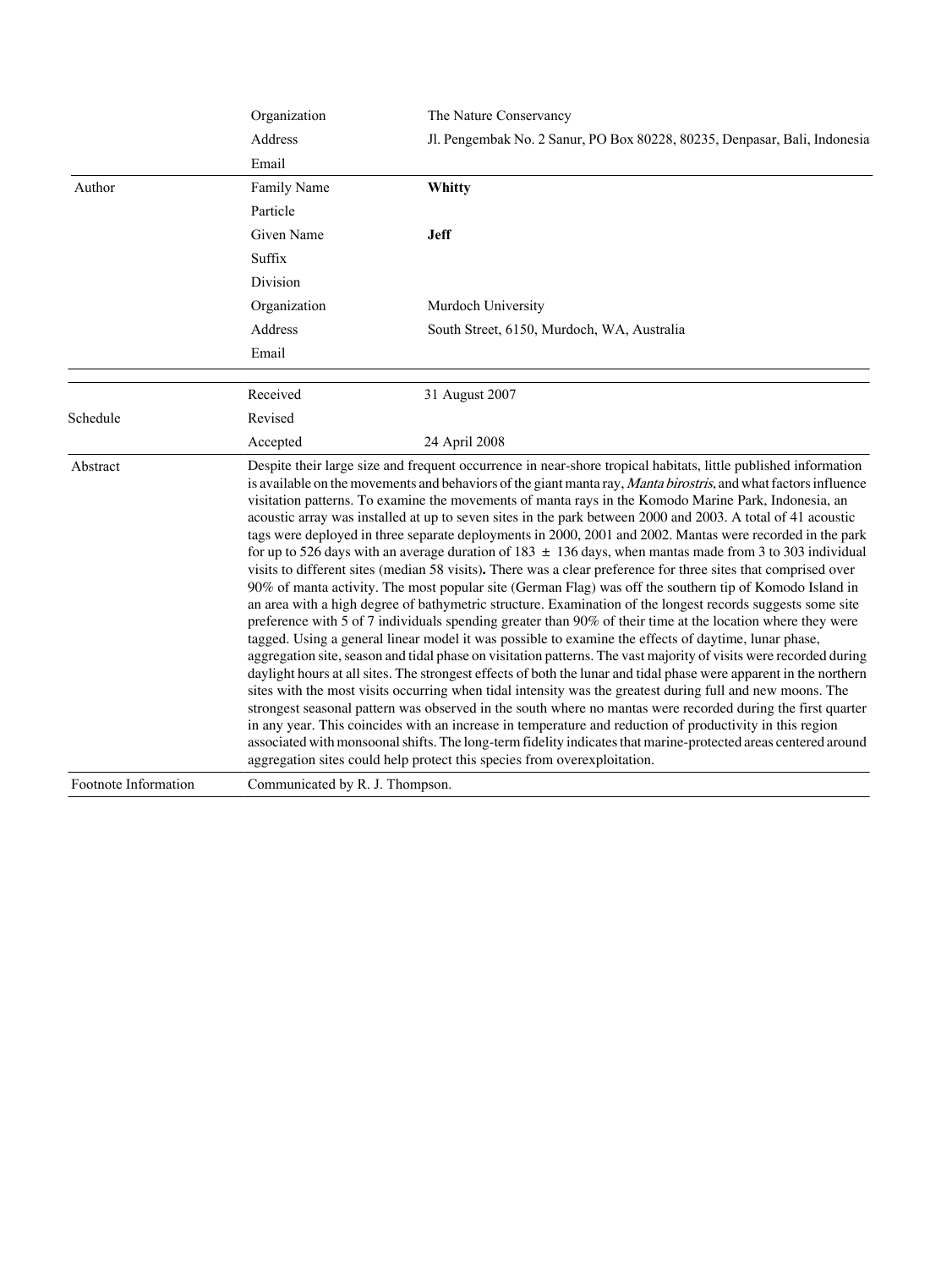| | | |
|---|---|---|
| | Organization | The Nature Conservancy |
| | Address | Jl. Pengembak No. 2 Sanur, PO Box 80228, 80235, Denpasar, Bali, Indonesia |
| | Email | |
| Author | Family Name | **Whitty** |
| | Particle | |
| | Given Name | **Jeff** |
| | Suffix | |
| | Division | |
| | Organization | Murdoch University |
| | Address | South Street, 6150, Murdoch, WA, Australia |
| | Email | |

| | | |
|---|---|---|
| Schedule | Received | 31 August 2007 |
| | Revised | |
| | Accepted | 24 April 2008 |
| Abstract | | Despite their large size and frequent occurrence in near-shore tropical habitats, little published information is available on the movements and behaviors of the giant manta ray, *Manta birostris,* and what factors influence visitation patterns. To examine the movements of manta rays in the Komodo Marine Park, Indonesia, an acoustic array was installed at up to seven sites in the park between 2000 and 2003. A total of 41 acoustic tags were deployed in three separate deployments in 2000, 2001 and 2002. Mantas were recorded in the park for up to 526 days with an average duration of 183 ± 136 days, when mantas made from 3 to 303 individual visits to different sites (median 58 visits)**.** There was a clear preference for three sites that comprised over 90% of manta activity. The most popular site (German Flag) was off the southern tip of Komodo Island in an area with a high degree of bathymetric structure. Examination of the longest records suggests some site preference with 5 of 7 individuals spending greater than 90% of their time at the location where they were tagged. Using a general linear model it was possible to examine the effects of daytime, lunar phase, aggregation site, season and tidal phase on visitation patterns. The vast majority of visits were recorded during daylight hours at all sites. The strongest effects of both the lunar and tidal phase were apparent in the northern sites with the most visits occurring when tidal intensity was the greatest during full and new moons. The strongest seasonal pattern was observed in the south where no mantas were recorded during the first quarter in any year. This coincides with an increase in temperature and reduction of productivity in this region associated with monsoonal shifts. The long-term fidelity indicates that marine-protected areas centered around aggregation sites could help protect this species from overexploitation. |
| Footnote Information | | Communicated by R. J. Thompson. |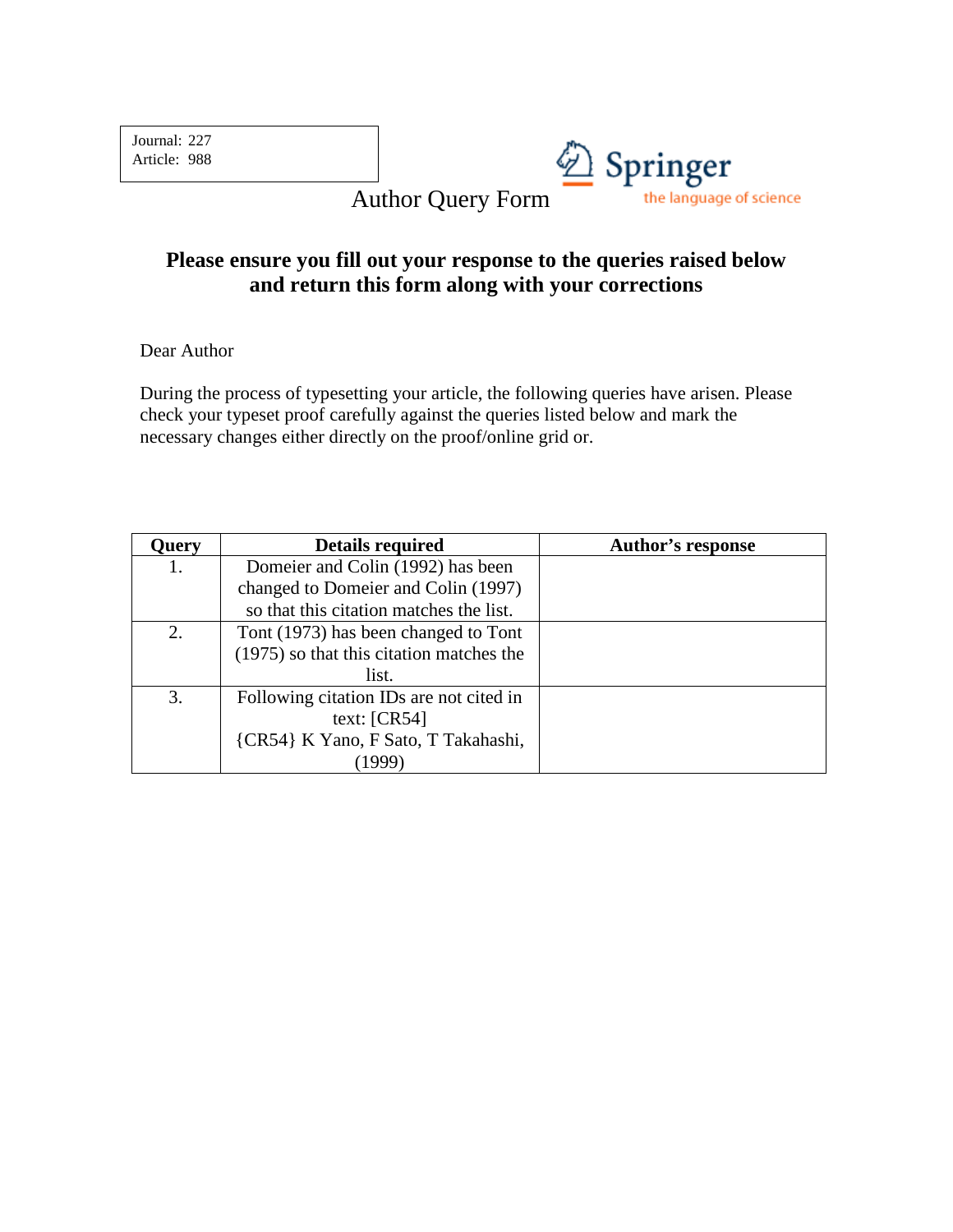Journal: 227
Article: 988

# Author Query Form

Springer
the language of science

**Please ensure you fill out your response to the queries raised below and return this form along with your corrections**

Dear Author

During the process of typesetting your article, the following queries have arisen. Please check your typeset proof carefully against the queries listed below and mark the necessary changes either directly on the proof/online grid or.

| Query | Details required | Author's response |
| --- | --- | --- |
| 1. | Domeier and Colin (1992) has been changed to Domeier and Colin (1997) so that this citation matches the list. | |
| 2. | Tont (1973) has been changed to Tont (1975) so that this citation matches the list. | |
| 3. | Following citation IDs are not cited in text: [CR54] {CR54} K Yano, F Sato, T Takahashi, (1999) | |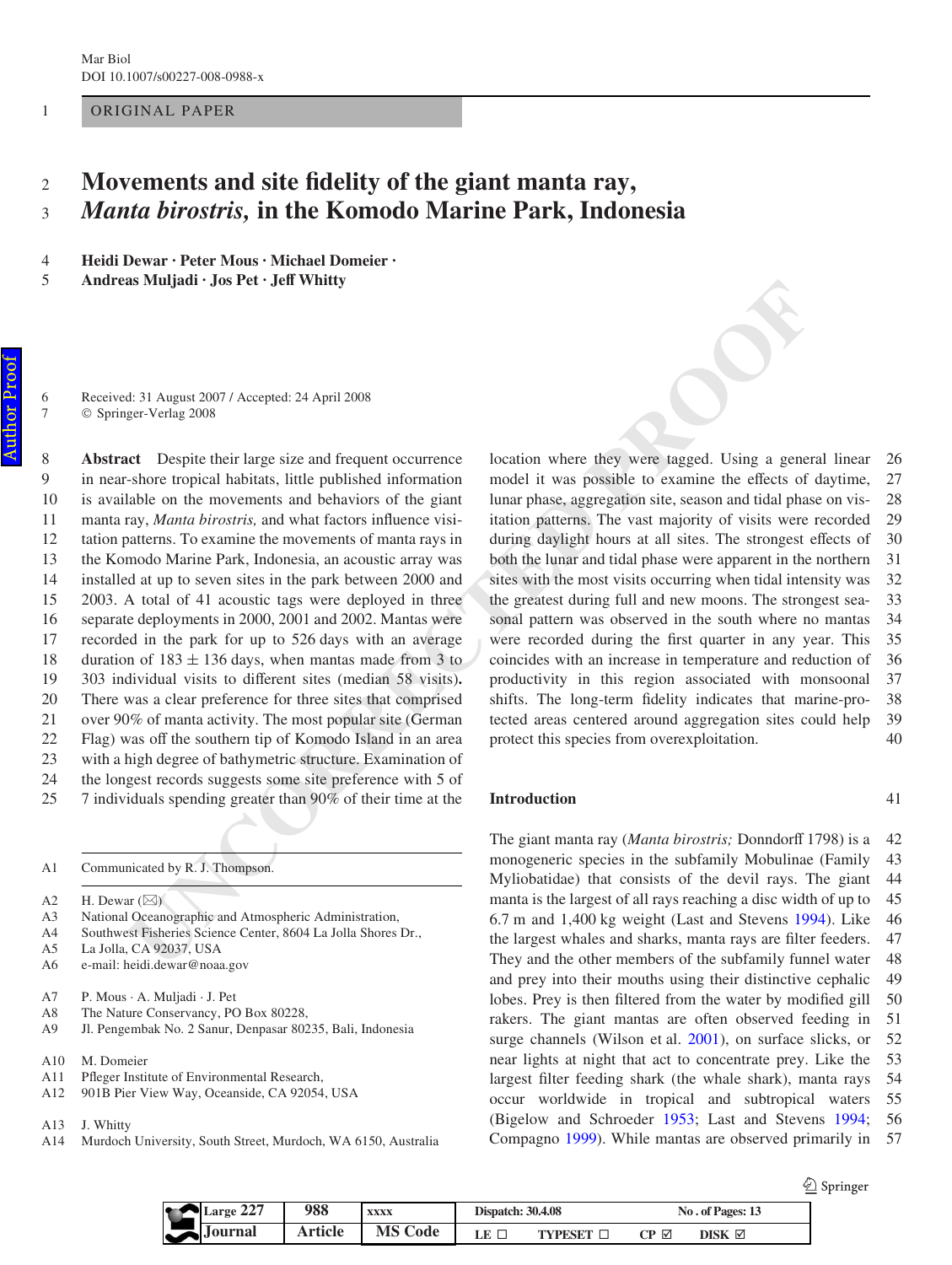ORIGINAL PAPER

# Movements and site fidelity of the giant manta ray, *Manta birostris,* in the Komodo Marine Park, Indonesia

**Heidi Dewar · Peter Mous · Michael Domeier · Andreas Muljadi · Jos Pet · Jeff Whitty**

Received: 31 August 2007 / Accepted: 24 April 2008
© Springer-Verlag 2008

**Abstract** Despite their large size and frequent occurrence in near-shore tropical habitats, little published information is available on the movements and behaviors of the giant manta ray, *Manta birostris,* and what factors influence visitation patterns. To examine the movements of manta rays in the Komodo Marine Park, Indonesia, an acoustic array was installed at up to seven sites in the park between 2000 and 2003. A total of 41 acoustic tags were deployed in three separate deployments in 2000, 2001 and 2002. Mantas were recorded in the park for up to 526 days with an average duration of 183 ± 136 days, when mantas made from 3 to 303 individual visits to different sites (median 58 visits)**.** There was a clear preference for three sites that comprised over 90% of manta activity. The most popular site (German Flag) was off the southern tip of Komodo Island in an area with a high degree of bathymetric structure. Examination of the longest records suggests some site preference with 5 of 7 individuals spending greater than 90% of their time at the location where they were tagged. Using a general linear model it was possible to examine the effects of daytime, lunar phase, aggregation site, season and tidal phase on visitation patterns. The vast majority of visits were recorded during daylight hours at all sites. The strongest effects of both the lunar and tidal phase were apparent in the northern sites with the most visits occurring when tidal intensity was the greatest during full and new moons. The strongest seasonal pattern was observed in the south where no mantas were recorded during the first quarter in any year. This coincides with an increase in temperature and reduction of productivity in this region associated with monsoonal shifts. The long-term fidelity indicates that marine-protected areas centered around aggregation sites could help protect this species from overexploitation.

Communicated by R. J. Thompson.

H. Dewar (✉)
National Oceanographic and Atmospheric Administration,
Southwest Fisheries Science Center, 8604 La Jolla Shores Dr.,
La Jolla, CA 92037, USA
e-mail: heidi.dewar@noaa.gov

P. Mous · A. Muljadi · J. Pet
The Nature Conservancy, PO Box 80228,
Jl. Pengembak No. 2 Sanur, Denpasar 80235, Bali, Indonesia

M. Domeier
Pfleger Institute of Environmental Research,
901B Pier View Way, Oceanside, CA 92054, USA

J. Whitty
Murdoch University, South Street, Murdoch, WA 6150, Australia

## Introduction

The giant manta ray (*Manta birostris;* Donndorff 1798) is a monogeneric species in the subfamily Mobulinae (Family Myliobatidae) that consists of the devil rays. The giant manta is the largest of all rays reaching a disc width of up to 6.7 m and 1,400 kg weight (Last and Stevens 1994). Like the largest whales and sharks, manta rays are filter feeders. They and the other members of the subfamily funnel water and prey into their mouths using their distinctive cephalic lobes. Prey is then filtered from the water by modified gill rakers. The giant mantas are often observed feeding in surge channels (Wilson et al. 2001), on surface slicks, or near lights at night that act to concentrate prey. Like the largest filter feeding shark (the whale shark), manta rays occur worldwide in tropical and subtropical waters (Bigelow and Schroeder 1953; Last and Stevens 1994; Compagno 1999). While mantas are observed primarily in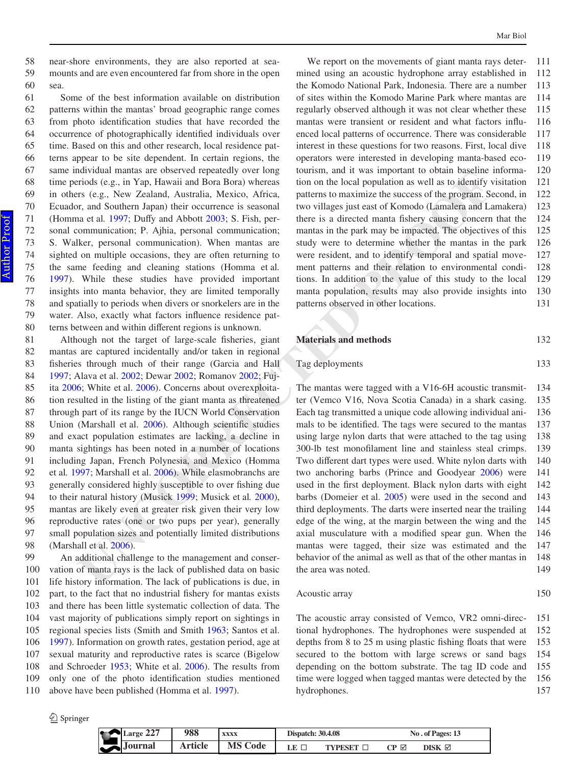near-shore environments, they are also reported at seamounts and are even encountered far from shore in the open sea.

Some of the best information available on distribution patterns within the mantas' broad geographic range comes from photo identification studies that have recorded the occurrence of photographically identified individuals over time. Based on this and other research, local residence patterns appear to be site dependent. In certain regions, the same individual mantas are observed repeatedly over long time periods (e.g., in Yap, Hawaii and Bora Bora) whereas in others (e.g., New Zealand, Australia, Mexico, Africa, Ecuador, and Southern Japan) their occurrence is seasonal (Homma et al. 1997; Duffy and Abbott 2003; S. Fish, personal communication; P. Ajhia, personal communication; S. Walker, personal communication). When mantas are sighted on multiple occasions, they are often returning to the same feeding and cleaning stations (Homma et al. 1997). While these studies have provided important insights into manta behavior, they are limited temporally and spatially to periods when divers or snorkelers are in the water. Also, exactly what factors influence residence patterns between and within different regions is unknown.

Although not the target of large-scale fisheries, giant mantas are captured incidentally and/or taken in regional fisheries through much of their range (Garcia and Hall 1997; Alava et al. 2002; Dewar 2002; Romanov 2002; Fujita 2006; White et al. 2006). Concerns about overexploitation resulted in the listing of the giant manta as threatened through part of its range by the IUCN World Conservation Union (Marshall et al. 2006). Although scientific studies and exact population estimates are lacking, a decline in manta sightings has been noted in a number of locations including Japan, French Polynesia, and Mexico (Homma et al. 1997; Marshall et al. 2006). While elasmobranchs are generally considered highly susceptible to over fishing due to their natural history (Musick 1999; Musick et al. 2000), mantas are likely even at greater risk given their very low reproductive rates (one or two pups per year), generally small population sizes and potentially limited distributions (Marshall et al. 2006).

An additional challenge to the management and conservation of manta rays is the lack of published data on basic life history information. The lack of publications is due, in part, to the fact that no industrial fishery for mantas exists and there has been little systematic collection of data. The vast majority of publications simply report on sightings in regional species lists (Smith and Smith 1963; Santos et al. 1997). Information on growth rates, gestation period, age at sexual maturity and reproductive rates is scarce (Bigelow and Schroeder 1953; White et al. 2006). The results from only one of the photo identification studies mentioned above have been published (Homma et al. 1997).

We report on the movements of giant manta rays determined using an acoustic hydrophone array established in the Komodo National Park, Indonesia. There are a number of sites within the Komodo Marine Park where mantas are regularly observed although it was not clear whether these mantas were transient or resident and what factors influenced local patterns of occurrence. There was considerable interest in these questions for two reasons. First, local dive operators were interested in developing manta-based ecotourism, and it was important to obtain baseline information on the local population as well as to identify visitation patterns to maximize the success of the program. Second, in two villages just east of Komodo (Lamalera and Lamakera) there is a directed manta fishery causing concern that the mantas in the park may be impacted. The objectives of this study were to determine whether the mantas in the park were resident, and to identify temporal and spatial movement patterns and their relation to environmental conditions. In addition to the value of this study to the local manta population, results may also provide insights into patterns observed in other locations.

## Materials and methods

### Tag deployments

The mantas were tagged with a V16-6H acoustic transmitter (Vemco V16, Nova Scotia Canada) in a shark casing. Each tag transmitted a unique code allowing individual animals to be identified. The tags were secured to the mantas using large nylon darts that were attached to the tag using 300-lb test monofilament line and stainless steal crimps. Two different dart types were used. White nylon darts with two anchoring barbs (Prince and Goodyear 2006) were used in the first deployment. Black nylon darts with eight barbs (Domeier et al. 2005) were used in the second and third deployments. The darts were inserted near the trailing edge of the wing, at the margin between the wing and the axial musculature with a modified spear gun. When the mantas were tagged, their size was estimated and the behavior of the animal as well as that of the other mantas in the area was noted.

### Acoustic array

The acoustic array consisted of Vemco, VR2 omni-directional hydrophones. The hydrophones were suspended at depths from 8 to 25 m using plastic fishing floats that were secured to the bottom with large screws or sand bags depending on the bottom substrate. The tag ID code and time were logged when tagged mantas were detected by the hydrophones.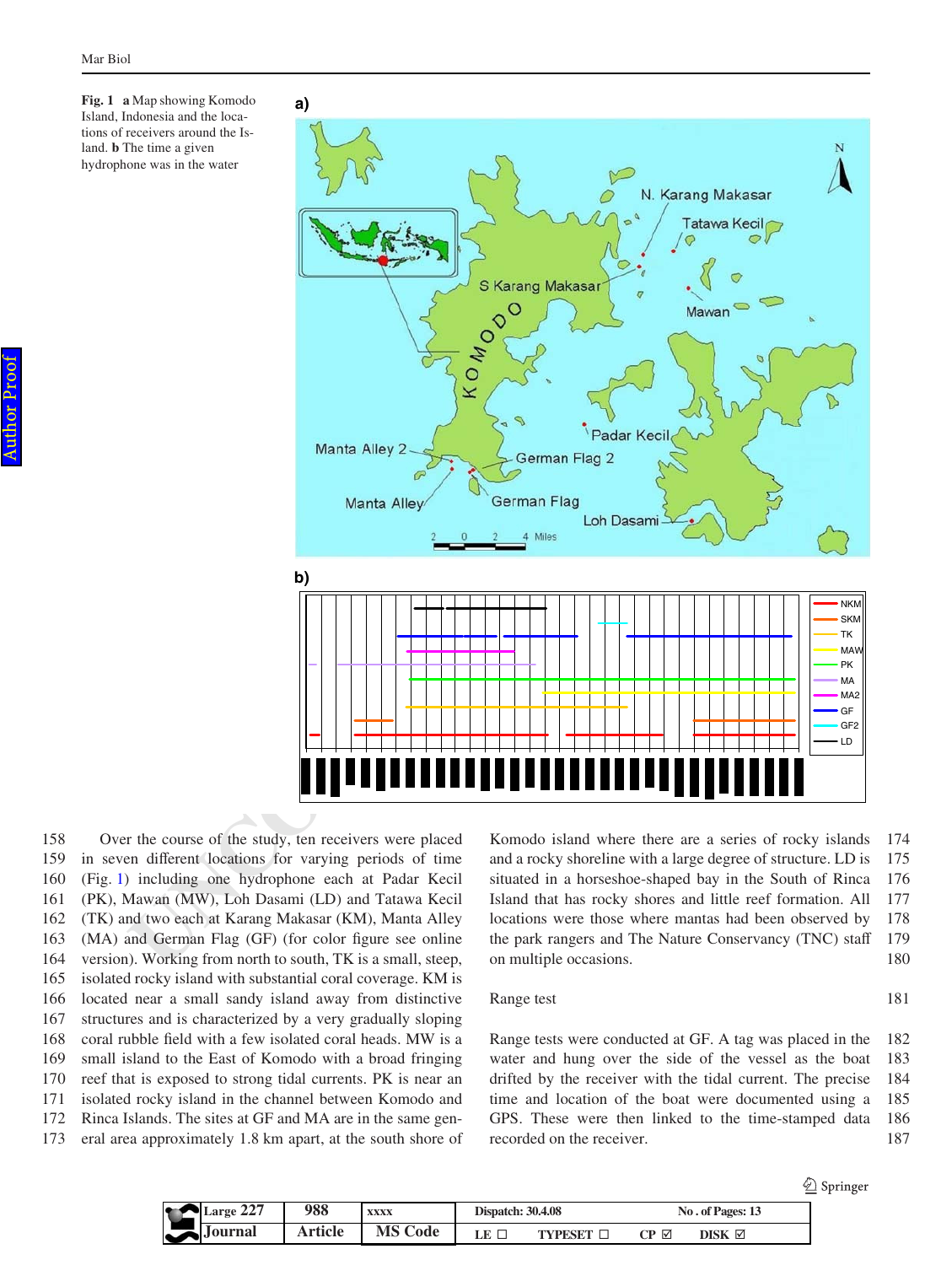**Fig. 1** **a** Map showing Komodo Island, Indonesia and the locations of receivers around the Island. **b** The time a given hydrophone was in the water

Over the course of the study, ten receivers were placed in seven different locations for varying periods of time (Fig. 1) including one hydrophone each at Padar Kecil (PK), Mawan (MW), Loh Dasami (LD) and Tatawa Kecil (TK) and two each at Karang Makasar (KM), Manta Alley (MA) and German Flag (GF) (for color figure see online version). Working from north to south, TK is a small, steep, isolated rocky island with substantial coral coverage. KM is located near a small sandy island away from distinctive structures and is characterized by a very gradually sloping coral rubble field with a few isolated coral heads. MW is a small island to the East of Komodo with a broad fringing reef that is exposed to strong tidal currents. PK is near an isolated rocky island in the channel between Komodo and Rinca Islands. The sites at GF and MA are in the same general area approximately 1.8 km apart, at the south shore of Komodo island where there are a series of rocky islands and a rocky shoreline with a large degree of structure. LD is situated in a horseshoe-shaped bay in the South of Rinca Island that has rocky shores and little reef formation. All locations were those where mantas had been observed by the park rangers and The Nature Conservancy (TNC) staff on multiple occasions.

## Range test

Range tests were conducted at GF. A tag was placed in the water and hung over the side of the vessel as the boat drifted by the receiver with the tidal current. The precise time and location of the boat were documented using a GPS. These were then linked to the time-stamped data recorded on the receiver.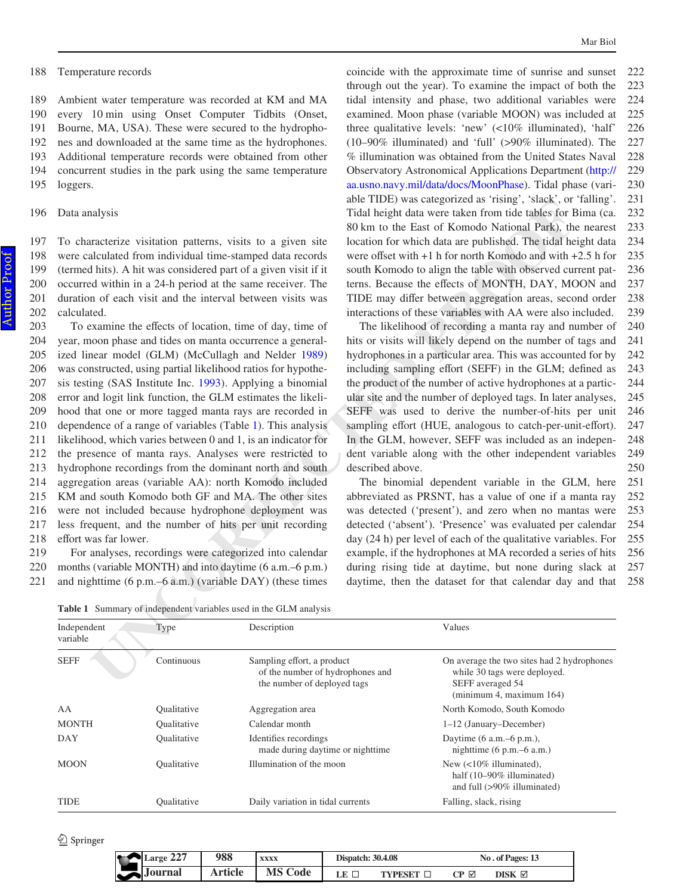### Temperature records

Ambient water temperature was recorded at KM and MA every 10 min using Onset Computer Tidbits (Onset, Bourne, MA, USA). These were secured to the hydrophones and downloaded at the same time as the hydrophones. Additional temperature records were obtained from other concurrent studies in the park using the same temperature loggers.

### Data analysis

To characterize visitation patterns, visits to a given site were calculated from individual time-stamped data records (termed hits). A hit was considered part of a given visit if it occurred within in a 24-h period at the same receiver. The duration of each visit and the interval between visits was calculated.

To examine the effects of location, time of day, time of year, moon phase and tides on manta occurrence a generalized linear model (GLM) (McCullagh and Nelder 1989) was constructed, using partial likelihood ratios for hypothesis testing (SAS Institute Inc. 1993). Applying a binomial error and logit link function, the GLM estimates the likelihood that one or more tagged manta rays are recorded in dependence of a range of variables (Table 1). This analysis likelihood, which varies between 0 and 1, is an indicator for the presence of manta rays. Analyses were restricted to hydrophone recordings from the dominant north and south aggregation areas (variable AA): north Komodo included KM and south Komodo both GF and MA. The other sites were not included because hydrophone deployment was less frequent, and the number of hits per unit recording effort was far lower.

For analyses, recordings were categorized into calendar months (variable MONTH) and into daytime (6 a.m.–6 p.m.) and nighttime (6 p.m.–6 a.m.) (variable DAY) (these times coincide with the approximate time of sunrise and sunset through out the year). To examine the impact of both the tidal intensity and phase, two additional variables were examined. Moon phase (variable MOON) was included at three qualitative levels: 'new' (<10% illuminated), 'half' (10–90% illuminated) and 'full' (>90% illuminated). The % illumination was obtained from the United States Naval Observatory Astronomical Applications Department (http://aa.usno.navy.mil/data/docs/MoonPhase). Tidal phase (variable TIDE) was categorized as 'rising', 'slack', or 'falling'. Tidal height data were taken from tide tables for Bima (ca. 80 km to the East of Komodo National Park), the nearest location for which data are published. The tidal height data were offset with +1 h for north Komodo and with +2.5 h for south Komodo to align the table with observed current patterns. Because the effects of MONTH, DAY, MOON and TIDE may differ between aggregation areas, second order interactions of these variables with AA were also included.

The likelihood of recording a manta ray and number of hits or visits will likely depend on the number of tags and hydrophones in a particular area. This was accounted for by including sampling effort (SEFF) in the GLM; defined as the product of the number of active hydrophones at a particular site and the number of deployed tags. In later analyses, SEFF was used to derive the number-of-hits per unit sampling effort (HUE, analogous to catch-per-unit-effort). In the GLM, however, SEFF was included as an independent variable along with the other independent variables described above.

The binomial dependent variable in the GLM, here abbreviated as PRSNT, has a value of one if a manta ray was detected ('present'), and zero when no mantas were detected ('absent'). 'Presence' was evaluated per calendar day (24 h) per level of each of the qualitative variables. For example, if the hydrophones at MA recorded a series of hits during rising tide at daytime, but none during slack at daytime, then the dataset for that calendar day and that

**Table 1** Summary of independent variables used in the GLM analysis

| Independent variable | Type | Description | Values |
|---|---|---|---|
| SEFF | Continuous | Sampling effort, a product of the number of hydrophones and the number of deployed tags | On average the two sites had 2 hydrophones while 30 tags were deployed. SEFF averaged 54 (minimum 4, maximum 164) |
| AA | Qualitative | Aggregation area | North Komodo, South Komodo |
| MONTH | Qualitative | Calendar month | 1–12 (January–December) |
| DAY | Qualitative | Identifies recordings made during daytime or nighttime | Daytime (6 a.m.–6 p.m.), nighttime (6 p.m.–6 a.m.) |
| MOON | Qualitative | Illumination of the moon | New (<10% illuminated), half (10–90% illuminated) and full (>90% illuminated) |
| TIDE | Qualitative | Daily variation in tidal currents | Falling, slack, rising |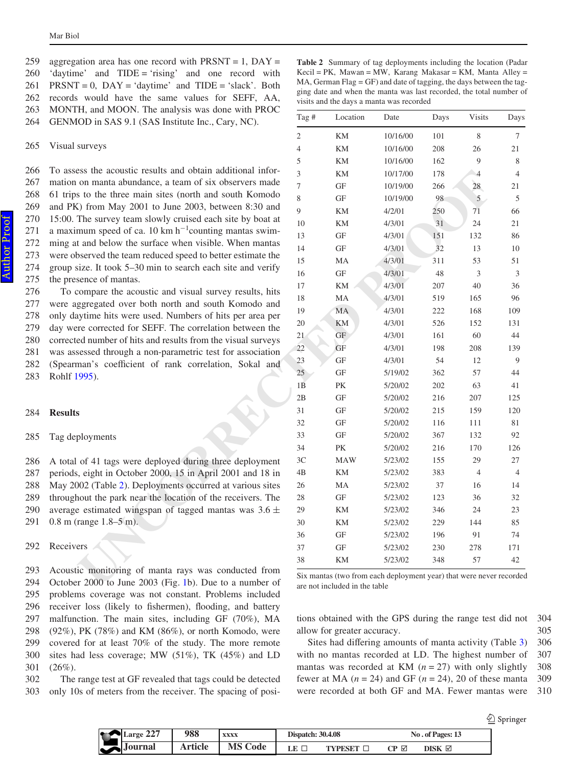aggregation area has one record with PRSNT = 1, DAY = 'daytime' and TIDE = 'rising' and one record with PRSNT = 0, DAY = 'daytime' and TIDE = 'slack'. Both records would have the same values for SEFF, AA, MONTH, and MOON. The analysis was done with PROC GENMOD in SAS 9.1 (SAS Institute Inc., Cary, NC).

### Visual surveys

To assess the acoustic results and obtain additional information on manta abundance, a team of six observers made 61 trips to the three main sites (north and south Komodo and PK) from May 2001 to June 2003, between 8:30 and 15:00. The survey team slowly cruised each site by boat at a maximum speed of ca. 10 km $h^{-1}$counting mantas swimming at and below the surface when visible. When mantas were observed the team reduced speed to better estimate the group size. It took 5–30 min to search each site and verify the presence of mantas.

To compare the acoustic and visual survey results, hits were aggregated over both north and south Komodo and only daytime hits were used. Numbers of hits per area per day were corrected for SEFF. The correlation between the corrected number of hits and results from the visual surveys was assessed through a non-parametric test for association (Spearman's coefficient of rank correlation, Sokal and Rohlf 1995).

## Results

### Tag deployments

A total of 41 tags were deployed during three deployment periods, eight in October 2000, 15 in April 2001 and 18 in May 2002 (Table 2). Deployments occurred at various sites throughout the park near the location of the receivers. The average estimated wingspan of tagged mantas was 3.6 ± 0.8 m (range 1.8–5 m).

### Receivers

Acoustic monitoring of manta rays was conducted from October 2000 to June 2003 (Fig. 1b). Due to a number of problems coverage was not constant. Problems included receiver loss (likely to fishermen), flooding, and battery malfunction. The main sites, including GF (70%), MA (92%), PK (78%) and KM (86%), or north Komodo, were covered for at least 70% of the study. The more remote sites had less coverage; MW (51%), TK (45%) and LD (26%).

The range test at GF revealed that tags could be detected only 10s of meters from the receiver. The spacing of positions obtained with the GPS during the range test did not allow for greater accuracy.

Sites had differing amounts of manta activity (Table 3) with no mantas recorded at LD. The highest number of mantas was recorded at KM ($n = 27$) with only slightly fewer at MA ($n = 24$) and GF ($n = 24$), 20 of these manta were recorded at both GF and MA. Fewer mantas were

**Table 2** Summary of tag deployments including the location (Padar Kecil = PK, Mawan = MW, Karang Makasar = KM, Manta Alley = MA, German Flag = GF) and date of tagging, the days between the tagging date and when the manta was last recorded, the total number of visits and the days a manta was recorded

| Tag # | Location | Date | Days | Visits | Days |
|---|---|---|---|---|---|
| 2 | KM | 10/16/00 | 101 | 8 | 7 |
| 4 | KM | 10/16/00 | 208 | 26 | 21 |
| 5 | KM | 10/16/00 | 162 | 9 | 8 |
| 3 | KM | 10/17/00 | 178 | 4 | 4 |
| 7 | GF | 10/19/00 | 266 | 28 | 21 |
| 8 | GF | 10/19/00 | 98 | 5 | 5 |
| 9 | KM | 4/2/01 | 250 | 71 | 66 |
| 10 | KM | 4/3/01 | 31 | 24 | 21 |
| 13 | GF | 4/3/01 | 151 | 132 | 86 |
| 14 | GF | 4/3/01 | 32 | 13 | 10 |
| 15 | MA | 4/3/01 | 311 | 53 | 51 |
| 16 | GF | 4/3/01 | 48 | 3 | 3 |
| 17 | KM | 4/3/01 | 207 | 40 | 36 |
| 18 | MA | 4/3/01 | 519 | 165 | 96 |
| 19 | MA | 4/3/01 | 222 | 168 | 109 |
| 20 | KM | 4/3/01 | 526 | 152 | 131 |
| 21 | GF | 4/3/01 | 161 | 60 | 44 |
| 22 | GF | 4/3/01 | 198 | 208 | 139 |
| 23 | GF | 4/3/01 | 54 | 12 | 9 |
| 25 | GF | 5/19/02 | 362 | 57 | 44 |
| 1B | PK | 5/20/02 | 202 | 63 | 41 |
| 2B | GF | 5/20/02 | 216 | 207 | 125 |
| 31 | GF | 5/20/02 | 215 | 159 | 120 |
| 32 | GF | 5/20/02 | 116 | 111 | 81 |
| 33 | GF | 5/20/02 | 367 | 132 | 92 |
| 34 | PK | 5/20/02 | 216 | 170 | 126 |
| 3C | MAW | 5/23/02 | 155 | 29 | 27 |
| 4B | KM | 5/23/02 | 383 | 4 | 4 |
| 26 | MA | 5/23/02 | 37 | 16 | 14 |
| 28 | GF | 5/23/02 | 123 | 36 | 32 |
| 29 | KM | 5/23/02 | 346 | 24 | 23 |
| 30 | KM | 5/23/02 | 229 | 144 | 85 |
| 36 | GF | 5/23/02 | 196 | 91 | 74 |
| 37 | GF | 5/23/02 | 230 | 278 | 171 |
| 38 | KM | 5/23/02 | 348 | 57 | 42 |

Six mantas (two from each deployment year) that were never recorded are not included in the table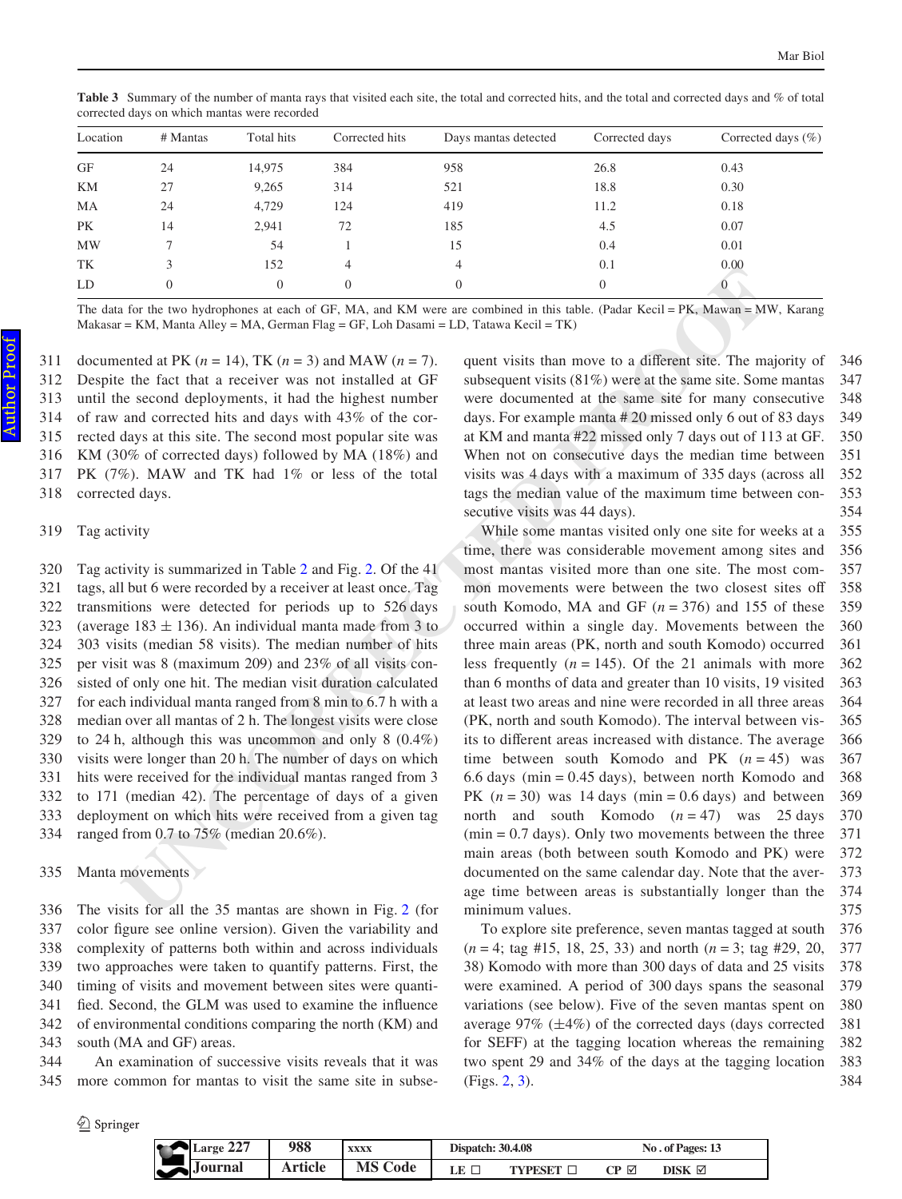**Table 3** Summary of the number of manta rays that visited each site, the total and corrected hits, and the total and corrected days and % of total corrected days on which mantas were recorded

| Location | # Mantas | Total hits | Corrected hits | Days mantas detected | Corrected days | Corrected days (%) |
|---|---|---|---|---|---|---|
| GF | 24 | 14,975 | 384 | 958 | 26.8 | 0.43 |
| KM | 27 | 9,265 | 314 | 521 | 18.8 | 0.30 |
| MA | 24 | 4,729 | 124 | 419 | 11.2 | 0.18 |
| PK | 14 | 2,941 | 72 | 185 | 4.5 | 0.07 |
| MW | 7 | 54 | 1 | 15 | 0.4 | 0.01 |
| TK | 3 | 152 | 4 | 4 | 0.1 | 0.00 |
| LD | 0 | 0 | 0 | 0 | 0 | 0 |

The data for the two hydrophones at each of GF, MA, and KM were are combined in this table. (Padar Kecil = PK, Mawan = MW, Karang Makasar = KM, Manta Alley = MA, German Flag = GF, Loh Dasami = LD, Tatawa Kecil = TK)

documented at PK ($n = 14$), TK ($n = 3$) and MAW ($n = 7$). Despite the fact that a receiver was not installed at GF until the second deployments, it had the highest number of raw and corrected hits and days with 43% of the corrected days at this site. The second most popular site was KM (30% of corrected days) followed by MA (18%) and PK (7%). MAW and TK had 1% or less of the total corrected days.

### Tag activity

Tag activity is summarized in Table 2 and Fig. 2. Of the 41 tags, all but 6 were recorded by a receiver at least once. Tag transmissions were detected for periods up to 526 days (average $183 \pm 136$). An individual manta made from 3 to 303 visits (median 58 visits). The median number of hits per visit was 8 (maximum 209) and 23% of all visits consisted of only one hit. The median visit duration calculated for each individual manta ranged from 8 min to 6.7 h with a median over all mantas of 2 h. The longest visits were close to 24 h, although this was uncommon and only 8 (0.4%) visits were longer than 20 h. The number of days on which hits were received for the individual mantas ranged from 3 to 171 (median 42). The percentage of days of a given deployment on which hits were received from a given tag ranged from 0.7 to 75% (median 20.6%).

### Manta movements

The visits for all the 35 mantas are shown in Fig. 2 (for color figure see online version). Given the variability and complexity of patterns both within and across individuals two approaches were taken to quantify patterns. First, the timing of visits and movement between sites were quantified. Second, the GLM was used to examine the influence of environmental conditions comparing the north (KM) and south (MA and GF) areas.

An examination of successive visits reveals that it was more common for mantas to visit the same site in subsequent visits than move to a different site. The majority of subsequent visits (81%) were at the same site. Some mantas were documented at the same site for many consecutive days. For example manta # 20 missed only 6 out of 83 days at KM and manta #22 missed only 7 days out of 113 at GF. When not on consecutive days the median time between visits was 4 days with a maximum of 335 days (across all tags the median value of the maximum time between consecutive visits was 44 days).

While some mantas visited only one site for weeks at a time, there was considerable movement among sites and most mantas visited more than one site. The most common movements were between the two closest sites off south Komodo, MA and GF ($n = 376$) and 155 of these occurred within a single day. Movements between the three main areas (PK, north and south Komodo) occurred less frequently ($n = 145$). Of the 21 animals with more than 6 months of data and greater than 10 visits, 19 visited at least two areas and nine were recorded in all three areas (PK, north and south Komodo). The interval between visits to different areas increased with distance. The average time between south Komodo and PK ($n = 45$) was 6.6 days (min = 0.45 days), between north Komodo and PK ($n = 30$) was 14 days (min = 0.6 days) and between north and south Komodo ($n = 47$) was 25 days (min = 0.7 days). Only two movements between the three main areas (both between south Komodo and PK) were documented on the same calendar day. Note that the average time between areas is substantially longer than the minimum values.

To explore site preference, seven mantas tagged at south ($n = 4$; tag #15, 18, 25, 33) and north ($n = 3$; tag #29, 20, 38) Komodo with more than 300 days of data and 25 visits were examined. A period of 300 days spans the seasonal variations (see below). Five of the seven mantas spent on average 97% ($\pm 4$%) of the corrected days (days corrected for SEFF) at the tagging location whereas the remaining two spent 29 and 34% of the days at the tagging location (Figs. 2, 3).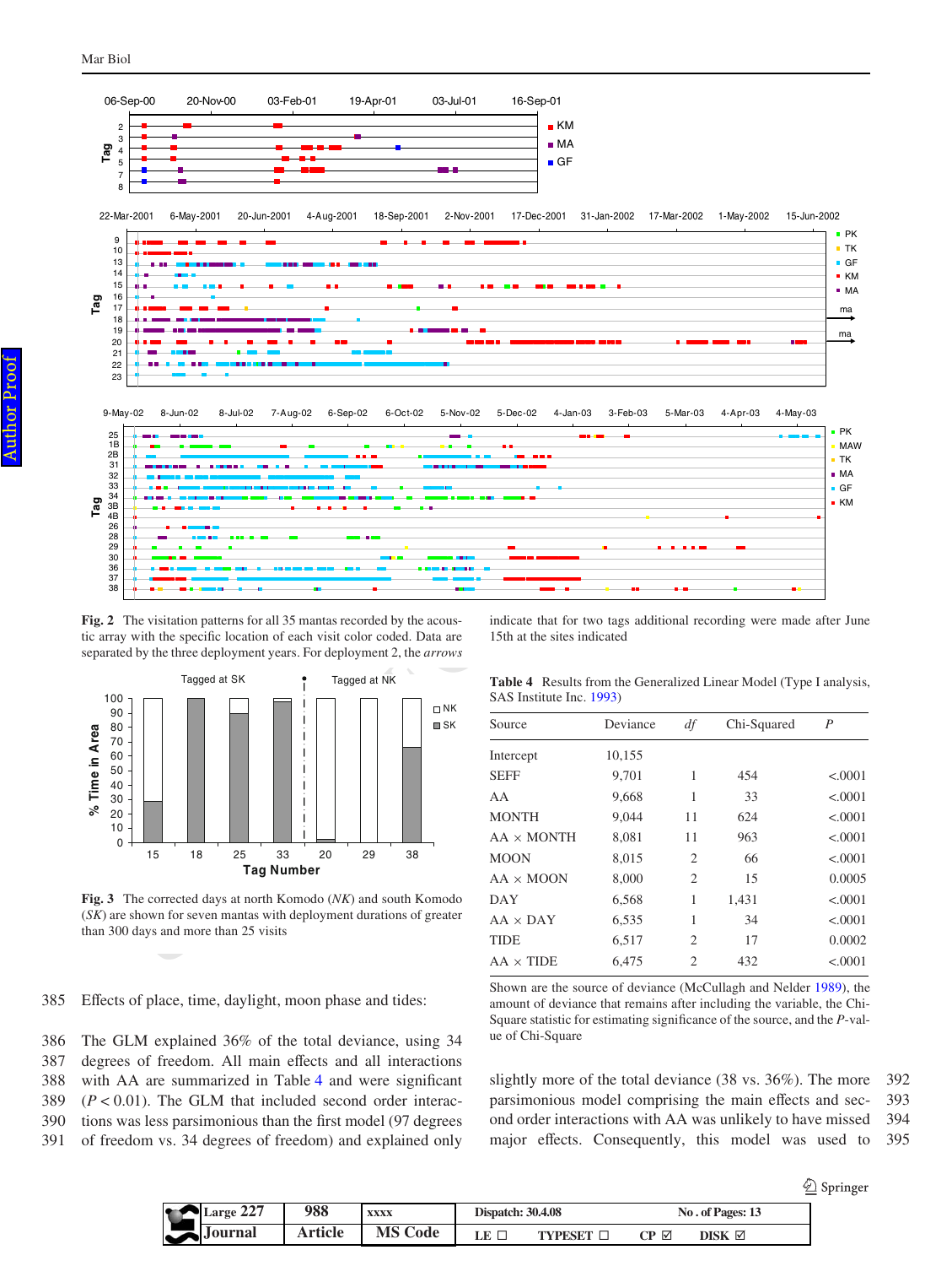Fig. 2 The visitation patterns for all 35 mantas recorded by the acoustic array with the specific location of each visit color coded. Data are separated by the three deployment years. For deployment 2, the *arrows* indicate that for two tags additional recording were made after June 15th at the sites indicated

Fig. 3 The corrected days at north Komodo (*NK*) and south Komodo (*SK*) are shown for seven mantas with deployment durations of greater than 300 days and more than 25 visits

Table 4 Results from the Generalized Linear Model (Type I analysis, SAS Institute Inc. 1993)

| Source | Deviance | *df* | Chi-Squared | *P* |
|---|---|---|---|---|
| Intercept | 10,155 | | | |
| SEFF | 9,701 | 1 | 454 | <.0001 |
| AA | 9,668 | 1 | 33 | <.0001 |
| MONTH | 9,044 | 11 | 624 | <.0001 |
| AA × MONTH | 8,081 | 11 | 963 | <.0001 |
| MOON | 8,015 | 2 | 66 | <.0001 |
| AA × MOON | 8,000 | 2 | 15 | 0.0005 |
| DAY | 6,568 | 1 | 1,431 | <.0001 |
| AA × DAY | 6,535 | 1 | 34 | <.0001 |
| TIDE | 6,517 | 2 | 17 | 0.0002 |
| AA × TIDE | 6,475 | 2 | 432 | <.0001 |

Shown are the source of deviance (McCullagh and Nelder 1989), the amount of deviance that remains after including the variable, the Chi-Square statistic for estimating significance of the source, and the *P*-value of Chi-Square

Effects of place, time, daylight, moon phase and tides:

The GLM explained 36% of the total deviance, using 34 degrees of freedom. All main effects and all interactions with AA are summarized in Table 4 and were significant ($P < 0.01$). The GLM that included second order interactions was less parsimonious than the first model (97 degrees of freedom vs. 34 degrees of freedom) and explained only slightly more of the total deviance (38 vs. 36%). The more parsimonious model comprising the main effects and second order interactions with AA was unlikely to have missed major effects. Consequently, this model was used to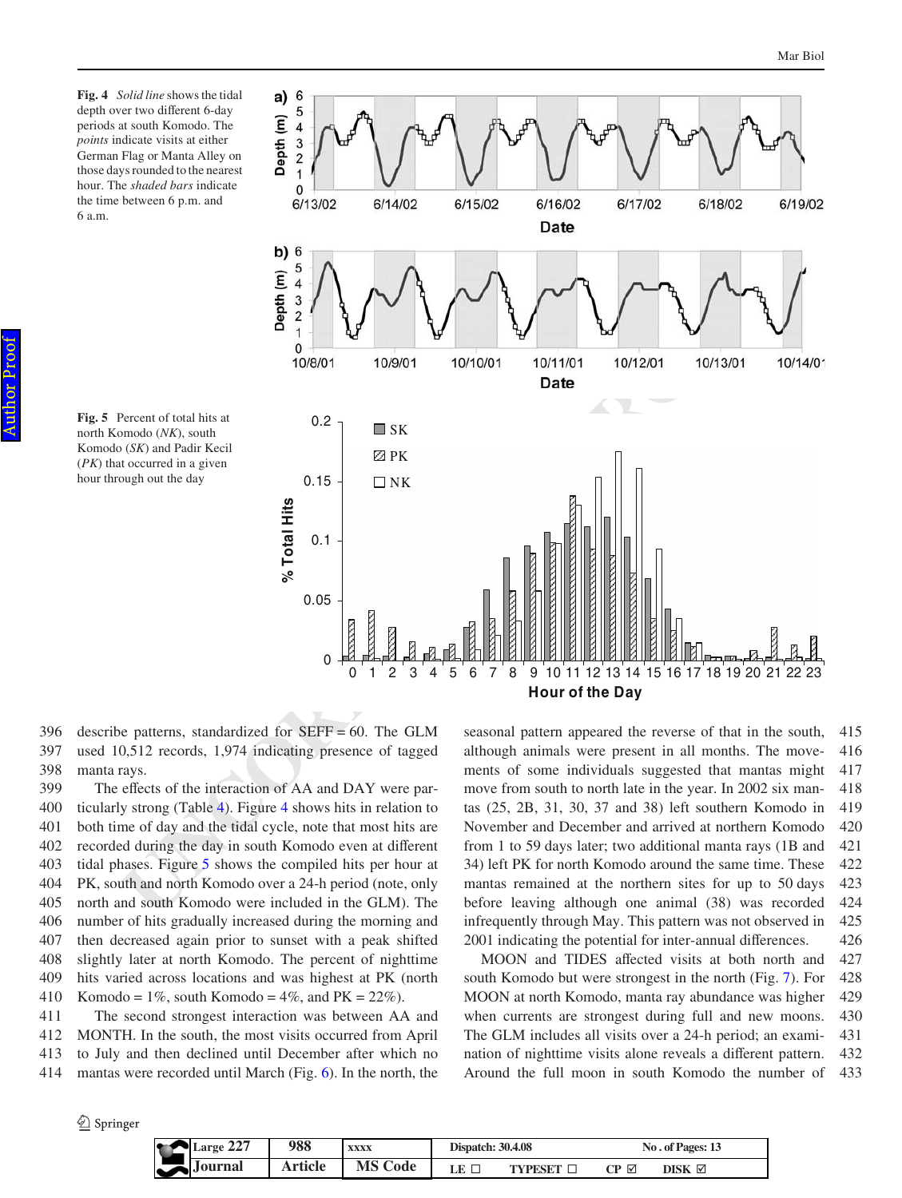**Fig. 4** *Solid line* shows the tidal depth over two different 6-day periods at south Komodo. The *points* indicate visits at either German Flag or Manta Alley on those days rounded to the nearest hour. The *shaded bars* indicate the time between 6 p.m. and 6 a.m.

**Fig. 5** Percent of total hits at north Komodo (*NK*), south Komodo (*SK*) and Padir Kecil (*PK*) that occurred in a given hour through out the day

describe patterns, standardized for SEFF = 60. The GLM used 10,512 records, 1,974 indicating presence of tagged manta rays.

The effects of the interaction of AA and DAY were particularly strong (Table 4). Figure 4 shows hits in relation to both time of day and the tidal cycle, note that most hits are recorded during the day in south Komodo even at different tidal phases. Figure 5 shows the compiled hits per hour at PK, south and north Komodo over a 24-h period (note, only north and south Komodo were included in the GLM). The number of hits gradually increased during the morning and then decreased again prior to sunset with a peak shifted slightly later at north Komodo. The percent of nighttime hits varied across locations and was highest at PK (north Komodo = 1%, south Komodo = 4%, and PK = 22%).

The second strongest interaction was between AA and MONTH. In the south, the most visits occurred from April to July and then declined until December after which no mantas were recorded until March (Fig. 6). In the north, the seasonal pattern appeared the reverse of that in the south, although animals were present in all months. The movements of some individuals suggested that mantas might move from south to north late in the year. In 2002 six mantas (25, 2B, 31, 30, 37 and 38) left southern Komodo in November and December and arrived at northern Komodo from 1 to 59 days later; two additional manta rays (1B and 34) left PK for north Komodo around the same time. These mantas remained at the northern sites for up to 50 days before leaving although one animal (38) was recorded infrequently through May. This pattern was not observed in 2001 indicating the potential for inter-annual differences.

MOON and TIDES affected visits at both north and south Komodo but were strongest in the north (Fig. 7). For MOON at north Komodo, manta ray abundance was higher when currents are strongest during full and new moons. The GLM includes all visits over a 24-h period; an examination of nighttime visits alone reveals a different pattern. Around the full moon in south Komodo the number of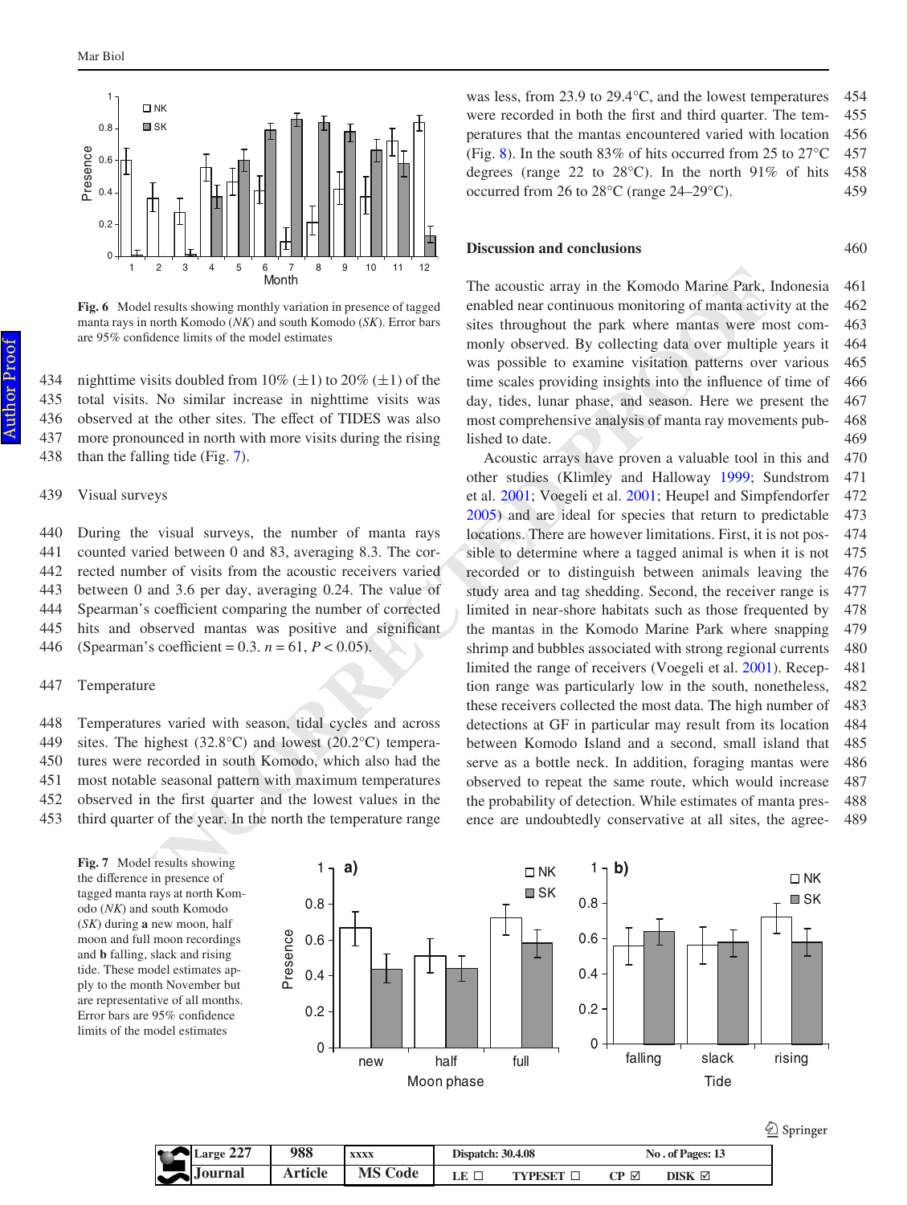**Fig. 6** Model results showing monthly variation in presence of tagged manta rays in north Komodo (*NK*) and south Komodo (*SK*). Error bars are 95% confidence limits of the model estimates

nighttime visits doubled from 10% (±1) to 20% (±1) of the total visits. No similar increase in nighttime visits was observed at the other sites. The effect of TIDES was also more pronounced in north with more visits during the rising than the falling tide (Fig. 7).

### Visual surveys

During the visual surveys, the number of manta rays counted varied between 0 and 83, averaging 8.3. The corrected number of visits from the acoustic receivers varied between 0 and 3.6 per day, averaging 0.24. The value of Spearman's coefficient comparing the number of corrected hits and observed mantas was positive and significant (Spearman's coefficient = 0.3. $n = 61$, $P < 0.05$).

### Temperature

Temperatures varied with season, tidal cycles and across sites. The highest (32.8°C) and lowest (20.2°C) temperatures were recorded in south Komodo, which also had the most notable seasonal pattern with maximum temperatures observed in the first quarter and the lowest values in the third quarter of the year. In the north the temperature range was less, from 23.9 to 29.4°C, and the lowest temperatures were recorded in both the first and third quarter. The temperatures that the mantas encountered varied with location (Fig. 8). In the south 83% of hits occurred from 25 to 27°C degrees (range 22 to 28°C). In the north 91% of hits occurred from 26 to 28°C (range 24–29°C).

## Discussion and conclusions

The acoustic array in the Komodo Marine Park, Indonesia enabled near continuous monitoring of manta activity at the sites throughout the park where mantas were most commonly observed. By collecting data over multiple years it was possible to examine visitation patterns over various time scales providing insights into the influence of time of day, tides, lunar phase, and season. Here we present the most comprehensive analysis of manta ray movements published to date.

Acoustic arrays have proven a valuable tool in this and other studies (Klimley and Halloway 1999; Sundstrom et al. 2001; Voegeli et al. 2001; Heupel and Simpfendorfer 2005) and are ideal for species that return to predictable locations. There are however limitations. First, it is not possible to determine where a tagged animal is when it is not recorded or to distinguish between animals leaving the study area and tag shedding. Second, the receiver range is limited in near-shore habitats such as those frequented by the mantas in the Komodo Marine Park where snapping shrimp and bubbles associated with strong regional currents limited the range of receivers (Voegeli et al. 2001). Reception range was particularly low in the south, nonetheless, these receivers collected the most data. The high number of detections at GF in particular may result from its location between Komodo Island and a second, small island that serve as a bottle neck. In addition, foraging mantas were observed to repeat the same route, which would increase the probability of detection. While estimates of manta presence are undoubtedly conservative at all sites, the agree-

**Fig. 7** Model results showing the difference in presence of tagged manta rays at north Komodo (*NK*) and south Komodo (*SK*) during **a** new moon, half moon and full moon recordings and **b** falling, slack and rising tide. These model estimates apply to the month November but are representative of all months. Error bars are 95% confidence limits of the model estimates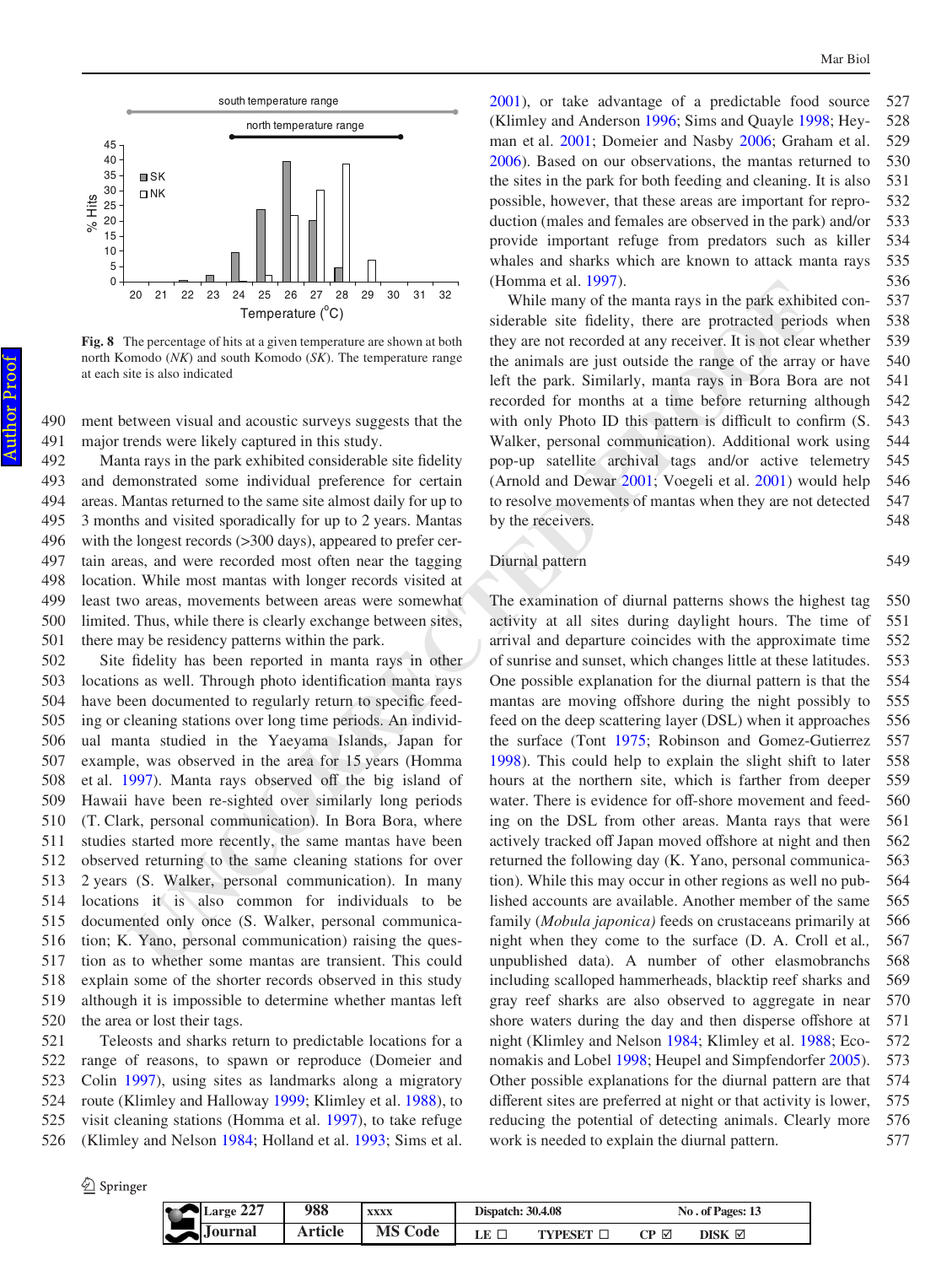Fig. 8 The percentage of hits at a given temperature are shown at both north Komodo (*NK*) and south Komodo (*SK*). The temperature range at each site is also indicated

ment between visual and acoustic surveys suggests that the major trends were likely captured in this study.

Manta rays in the park exhibited considerable site fidelity and demonstrated some individual preference for certain areas. Mantas returned to the same site almost daily for up to 3 months and visited sporadically for up to 2 years. Mantas with the longest records (>300 days), appeared to prefer certain areas, and were recorded most often near the tagging location. While most mantas with longer records visited at least two areas, movements between areas were somewhat limited. Thus, while there is clearly exchange between sites, there may be residency patterns within the park.

Site fidelity has been reported in manta rays in other locations as well. Through photo identification manta rays have been documented to regularly return to specific feeding or cleaning stations over long time periods. An individual manta studied in the Yaeyama Islands, Japan for example, was observed in the area for 15 years (Homma et al. 1997). Manta rays observed off the big island of Hawaii have been re-sighted over similarly long periods (T. Clark, personal communication). In Bora Bora, where studies started more recently, the same mantas have been observed returning to the same cleaning stations for over 2 years (S. Walker, personal communication). In many locations it is also common for individuals to be documented only once (S. Walker, personal communication; K. Yano, personal communication) raising the question as to whether some mantas are transient. This could explain some of the shorter records observed in this study although it is impossible to determine whether mantas left the area or lost their tags.

Teleosts and sharks return to predictable locations for a range of reasons, to spawn or reproduce (Domeier and Colin 1997), using sites as landmarks along a migratory route (Klimley and Halloway 1999; Klimley et al. 1988), to visit cleaning stations (Homma et al. 1997), to take refuge (Klimley and Nelson 1984; Holland et al. 1993; Sims et al. 2001), or take advantage of a predictable food source (Klimley and Anderson 1996; Sims and Quayle 1998; Heyman et al. 2001; Domeier and Nasby 2006; Graham et al. 2006). Based on our observations, the mantas returned to the sites in the park for both feeding and cleaning. It is also possible, however, that these areas are important for reproduction (males and females are observed in the park) and/or provide important refuge from predators such as killer whales and sharks which are known to attack manta rays (Homma et al. 1997).

While many of the manta rays in the park exhibited considerable site fidelity, there are protracted periods when they are not recorded at any receiver. It is not clear whether the animals are just outside the range of the array or have left the park. Similarly, manta rays in Bora Bora are not recorded for months at a time before returning although with only Photo ID this pattern is difficult to confirm (S. Walker, personal communication). Additional work using pop-up satellite archival tags and/or active telemetry (Arnold and Dewar 2001; Voegeli et al. 2001) would help to resolve movements of mantas when they are not detected by the receivers.

## Diurnal pattern

The examination of diurnal patterns shows the highest tag activity at all sites during daylight hours. The time of arrival and departure coincides with the approximate time of sunrise and sunset, which changes little at these latitudes. One possible explanation for the diurnal pattern is that the mantas are moving offshore during the night possibly to feed on the deep scattering layer (DSL) when it approaches the surface (Tont 1975; Robinson and Gomez-Gutierrez 1998). This could help to explain the slight shift to later hours at the northern site, which is farther from deeper water. There is evidence for off-shore movement and feeding on the DSL from other areas. Manta rays that were actively tracked off Japan moved offshore at night and then returned the following day (K. Yano, personal communication). While this may occur in other regions as well no published accounts are available. Another member of the same family (*Mobula japonica)* feeds on crustaceans primarily at night when they come to the surface (D. A. Croll et al., unpublished data). A number of other elasmobranchs including scalloped hammerheads, blacktip reef sharks and gray reef sharks are also observed to aggregate in near shore waters during the day and then disperse offshore at night (Klimley and Nelson 1984; Klimley et al. 1988; Economakis and Lobel 1998; Heupel and Simpfendorfer 2005). Other possible explanations for the diurnal pattern are that different sites are preferred at night or that activity is lower, reducing the potential of detecting animals. Clearly more work is needed to explain the diurnal pattern.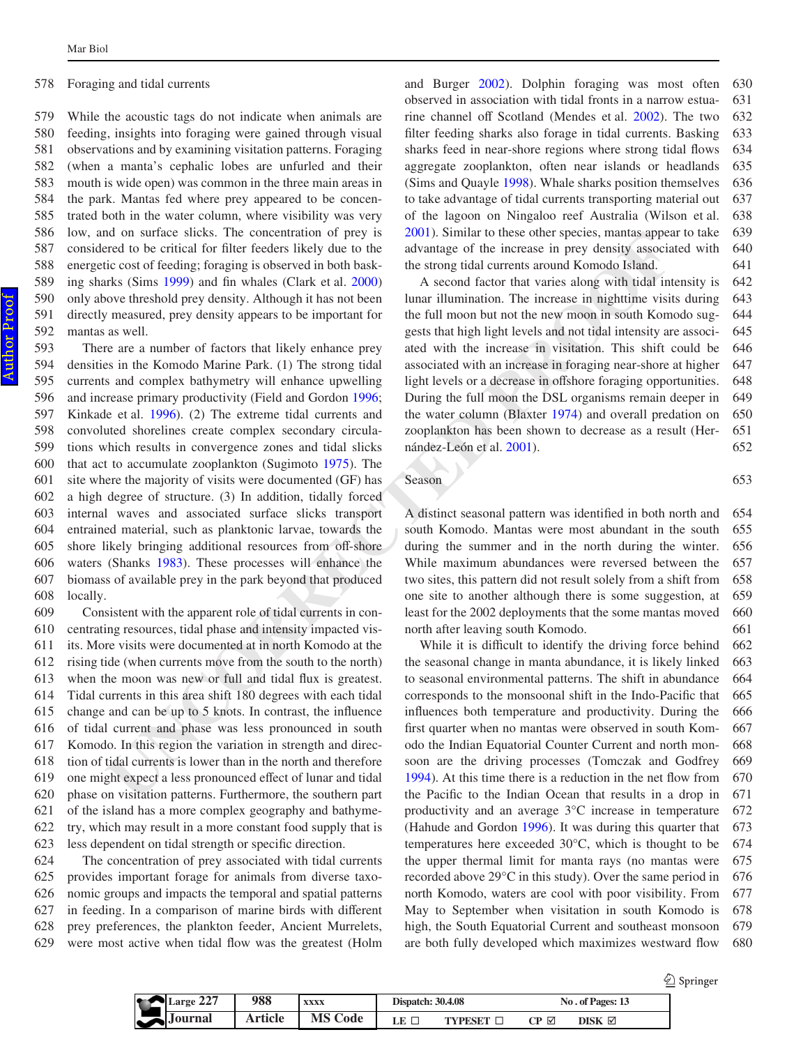## Foraging and tidal currents

While the acoustic tags do not indicate when animals are feeding, insights into foraging were gained through visual observations and by examining visitation patterns. Foraging (when a manta's cephalic lobes are unfurled and their mouth is wide open) was common in the three main areas in the park. Mantas fed where prey appeared to be concentrated both in the water column, where visibility was very low, and on surface slicks. The concentration of prey is considered to be critical for filter feeders likely due to the energetic cost of feeding; foraging is observed in both basking sharks (Sims 1999) and fin whales (Clark et al. 2000) only above threshold prey density. Although it has not been directly measured, prey density appears to be important for mantas as well.

There are a number of factors that likely enhance prey densities in the Komodo Marine Park. (1) The strong tidal currents and complex bathymetry will enhance upwelling and increase primary productivity (Field and Gordon 1996; Kinkade et al. 1996). (2) The extreme tidal currents and convoluted shorelines create complex secondary circulations which results in convergence zones and tidal slicks that act to accumulate zooplankton (Sugimoto 1975). The site where the majority of visits were documented (GF) has a high degree of structure. (3) In addition, tidally forced internal waves and associated surface slicks transport entrained material, such as planktonic larvae, towards the shore likely bringing additional resources from off-shore waters (Shanks 1983). These processes will enhance the biomass of available prey in the park beyond that produced locally.

Consistent with the apparent role of tidal currents in concentrating resources, tidal phase and intensity impacted visits. More visits were documented at in north Komodo at the rising tide (when currents move from the south to the north) when the moon was new or full and tidal flux is greatest. Tidal currents in this area shift 180 degrees with each tidal change and can be up to 5 knots. In contrast, the influence of tidal current and phase was less pronounced in south Komodo. In this region the variation in strength and direction of tidal currents is lower than in the north and therefore one might expect a less pronounced effect of lunar and tidal phase on visitation patterns. Furthermore, the southern part of the island has a more complex geography and bathymetry, which may result in a more constant food supply that is less dependent on tidal strength or specific direction.

The concentration of prey associated with tidal currents provides important forage for animals from diverse taxonomic groups and impacts the temporal and spatial patterns in feeding. In a comparison of marine birds with different prey preferences, the plankton feeder, Ancient Murrelets, were most active when tidal flow was the greatest (Holm and Burger 2002). Dolphin foraging was most often observed in association with tidal fronts in a narrow estuarine channel off Scotland (Mendes et al. 2002). The two filter feeding sharks also forage in tidal currents. Basking sharks feed in near-shore regions where strong tidal flows aggregate zooplankton, often near islands or headlands (Sims and Quayle 1998). Whale sharks position themselves to take advantage of tidal currents transporting material out of the lagoon on Ningaloo reef Australia (Wilson et al. 2001). Similar to these other species, mantas appear to take advantage of the increase in prey density associated with the strong tidal currents around Komodo Island.

A second factor that varies along with tidal intensity is lunar illumination. The increase in nighttime visits during the full moon but not the new moon in south Komodo suggests that high light levels and not tidal intensity are associated with the increase in visitation. This shift could be associated with an increase in foraging near-shore at higher light levels or a decrease in offshore foraging opportunities. During the full moon the DSL organisms remain deeper in the water column (Blaxter 1974) and overall predation on zooplankton has been shown to decrease as a result (Hernández-León et al. 2001).

## Season

A distinct seasonal pattern was identified in both north and south Komodo. Mantas were most abundant in the south during the summer and in the north during the winter. While maximum abundances were reversed between the two sites, this pattern did not result solely from a shift from one site to another although there is some suggestion, at least for the 2002 deployments that the some mantas moved north after leaving south Komodo.

While it is difficult to identify the driving force behind the seasonal change in manta abundance, it is likely linked to seasonal environmental patterns. The shift in abundance corresponds to the monsoonal shift in the Indo-Pacific that influences both temperature and productivity. During the first quarter when no mantas were observed in south Komodo the Indian Equatorial Counter Current and north monsoon are the driving processes (Tomczak and Godfrey 1994). At this time there is a reduction in the net flow from the Pacific to the Indian Ocean that results in a drop in productivity and an average 3°C increase in temperature (Hahude and Gordon 1996). It was during this quarter that temperatures here exceeded 30°C, which is thought to be the upper thermal limit for manta rays (no mantas were recorded above 29°C in this study). Over the same period in north Komodo, waters are cool with poor visibility. From May to September when visitation in south Komodo is high, the South Equatorial Current and southeast monsoon are both fully developed which maximizes westward flow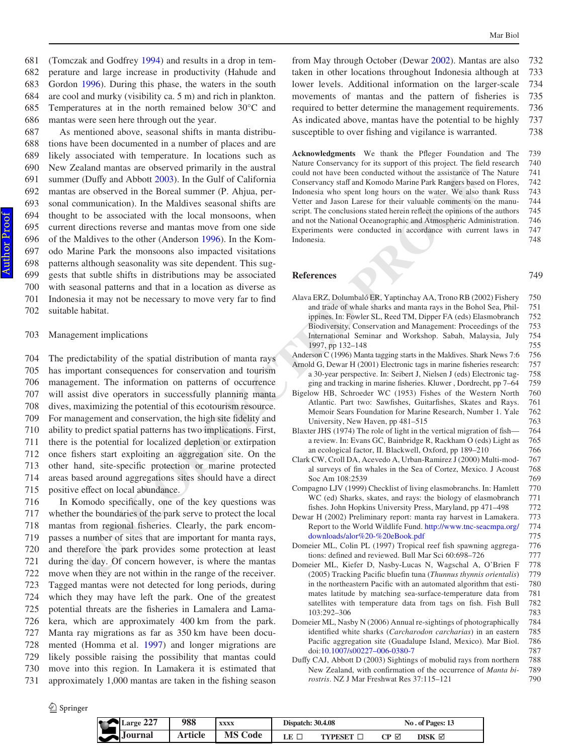(Tomczak and Godfrey 1994) and results in a drop in temperature and large increase in productivity (Hahude and Gordon 1996). During this phase, the waters in the south are cool and murky (visibility ca. 5 m) and rich in plankton. Temperatures at in the north remained below 30°C and mantas were seen here through out the year.

As mentioned above, seasonal shifts in manta distributions have been documented in a number of places and are likely associated with temperature. In locations such as New Zealand mantas are observed primarily in the austral summer (Duffy and Abbott 2003). In the Gulf of California mantas are observed in the Boreal summer (P. Ahjua, personal communication). In the Maldives seasonal shifts are thought to be associated with the local monsoons, when current directions reverse and mantas move from one side of the Maldives to the other (Anderson 1996). In the Komodo Marine Park the monsoons also impacted visitations patterns although seasonality was site dependent. This suggests that subtle shifts in distributions may be associated with seasonal patterns and that in a location as diverse as Indonesia it may not be necessary to move very far to find suitable habitat.

## Management implications

The predictability of the spatial distribution of manta rays has important consequences for conservation and tourism management. The information on patterns of occurrence will assist dive operators in successfully planning manta dives, maximizing the potential of this ecotourism resource. For management and conservation, the high site fidelity and ability to predict spatial patterns has two implications. First, there is the potential for localized depletion or extirpation once fishers start exploiting an aggregation site. On the other hand, site-specific protection or marine protected areas based around aggregations sites should have a direct positive effect on local abundance.

In Komodo specifically, one of the key questions was whether the boundaries of the park serve to protect the local mantas from regional fisheries. Clearly, the park encompasses a number of sites that are important for manta rays, and therefore the park provides some protection at least during the day. Of concern however, is where the mantas move when they are not within in the range of the receiver. Tagged mantas were not detected for long periods, during which they may have left the park. One of the greatest potential threats are the fisheries in Lamalera and Lamakera, which are approximately 400 km from the park. Manta ray migrations as far as 350 km have been documented (Homma et al. 1997) and longer migrations are likely possible raising the possibility that mantas could move into this region. In Lamakera it is estimated that approximately 1,000 mantas are taken in the fishing season from May through October (Dewar 2002). Mantas are also taken in other locations throughout Indonesia although at lower levels. Additional information on the larger-scale movements of mantas and the pattern of fisheries is required to better determine the management requirements. As indicated above, mantas have the potential to be highly susceptible to over fishing and vigilance is warranted.

**Acknowledgments** We thank the Pfleger Foundation and The Nature Conservancy for its support of this project. The field research could not have been conducted without the assistance of The Nature Conservancy staff and Komodo Marine Park Rangers based on Flores, Indonesia who spent long hours on the water. We also thank Russ Vetter and Jason Larese for their valuable comments on the manuscript. The conclusions stated herein reflect the opinions of the authors and not the National Oceanographic and Atmospheric Administration. Experiments were conducted in accordance with current laws in Indonesia.

## References

Alava ERZ, Dolumbaló ER, Yaptinchay AA, Trono RB (2002) Fishery and trade of whale sharks and manta rays in the Bohol Sea, Philippines. In: Fowler SL, Reed TM, Dipper FA (eds) Elasmobranch Biodiversity, Conservation and Management: Proceedings of the International Seminar and Workshop. Sabah, Malaysia, July 1997, pp 132–148

Anderson C (1996) Manta tagging starts in the Maldives. Shark News 7:6

Arnold G, Dewar H (2001) Electronic tags in marine fisheries research: a 30-year perspective. In: Seibert J, Nielsen J (eds) Electronic tagging and tracking in marine fisheries. Kluwer , Dordrecht, pp 7–64

Bigelow HB, Schroeder WC (1953) Fishes of the Western North Atlantic. Part two: Sawfishes, Guitarfishes, Skates and Rays. Memoir Sears Foundation for Marine Research, Number 1. Yale University, New Haven, pp 481–515

Blaxter JHS (1974) The role of light in the vertical migration of fish—a review. In: Evans GC, Bainbridge R, Rackham O (eds) Light as an ecological factor, II. Blackwell, Oxford, pp 189–210

Clark CW, Croll DA, Acevedo A, Urban-Ramirez J (2000) Multi-modal surveys of fin whales in the Sea of Cortez, Mexico. J Acoust Soc Am 108:2539

Compagno LJV (1999) Checklist of living elasmobranchs. In: Hamlett WC (ed) Sharks, skates, and rays: the biology of elasmobranch fishes. John Hopkins University Press, Maryland, pp 471–498

Dewar H (2002) Preliminary report: manta ray harvest in Lamakera. Report to the World Wildlife Fund. http://www.tnc-seacmpa.org/downloads/alor%20-%20eBook.pdf

Domeier ML, Colin PL (1997) Tropical reef fish spawning aggregations: defined and reviewed. Bull Mar Sci 60:698–726

Domeier ML, Kiefer D, Nasby-Lucas N, Wagschal A, O'Brien F (2005) Tracking Pacific bluefin tuna (*Thunnus thynnis orientalis*) in the northeastern Pacific with an automated algorithm that estimates latitude by matching sea-surface-temperature data from satellites with temperature data from tags on fish. Fish Bull 103:292–306

Domeier ML, Nasby N (2006) Annual re-sightings of photographically identified white sharks (*Carcharodon carcharias*) in an eastern Pacific aggregation site (Guadalupe Island, Mexico). Mar Biol. doi:10.1007/s00227–006-0380-7

Duffy CAJ, Abbott D (2003) Sightings of mobulid rays from northern New Zealand, with confirmation of the occurrence of *Manta birostris*. NZ J Mar Freshwat Res 37:115–121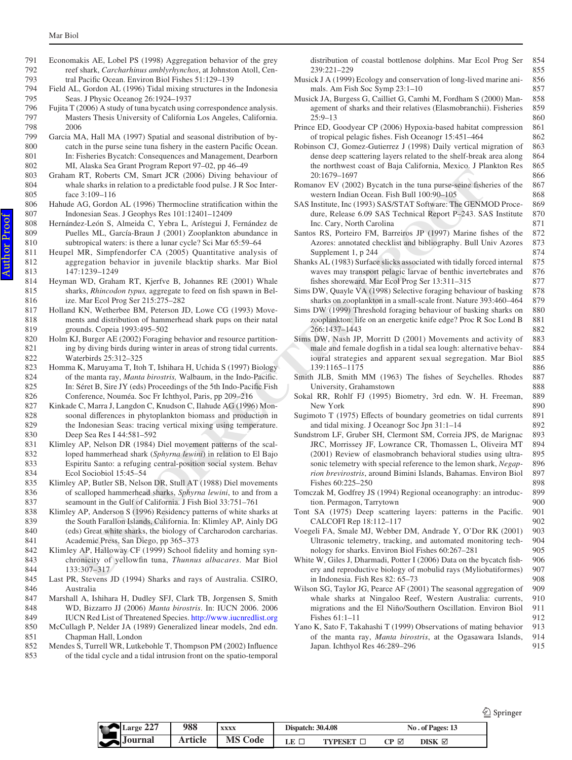Economakis AE, Lobel PS (1998) Aggregation behavior of the grey reef shark, *Carcharhinus amblyrhynchos*, at Johnston Atoll, Central Pacific Ocean. Environ Biol Fishes 51:129–139

Field AL, Gordon AL (1996) Tidal mixing structures in the Indonesia Seas. J Physic Oceanog 26:1924–1937

Fujita T (2006) A study of tuna bycatch using correspondence analysis. Masters Thesis University of California Los Angeles, California. 2006

Garcia MA, Hall MA (1997) Spatial and seasonal distribution of bycatch in the purse seine tuna fishery in the eastern Pacific Ocean. In: Fisheries Bycatch: Consequences and Management, Dearborn MI, Alaska Sea Grant Program Report 97–02, pp 46–49

Graham RT, Roberts CM, Smart JCR (2006) Diving behaviour of whale sharks in relation to a predictable food pulse. J R Soc Interface 3:109–116

Hahude AG, Gordon AL (1996) Thermocline stratification within the Indonesian Seas. J Geophys Res 101:12401–12409

Hernández-León S, Almeida C, Yebra L, Arístegui J, Fernández de Puelles ML, García-Braun J (2001) Zooplankton abundance in subtropical waters: is there a lunar cycle? Sci Mar 65:59–64

Heupel MR, Simpfendorfer CA (2005) Quantitative analysis of aggregation behavior in juvenile blacktip sharks. Mar Biol 147:1239–1249

Heyman WD, Graham RT, Kjerfve B, Johannes RE (2001) Whale sharks, *Rhincodon typus,* aggregate to feed on fish spawn in Belize. Mar Ecol Prog Ser 215:275–282

Holland KN, Wetherbee BM, Peterson JD, Lowe CG (1993) Movements and distribution of hammerhead shark pups on their natal grounds. Copeia 1993:495–502

Holm KJ, Burger AE (2002) Foraging behavior and resource partitioning by diving birds during winter in areas of strong tidal currents. Waterbirds 25:312–325

Homma K, Maruyama T, Itoh T, Ishihara H, Uchida S (1997) Biology of the manta ray, *Manta birostris,* Walbaum, in the Indo-Pacific. In: Séret B, Sire JY (eds) Proceedings of the 5th Indo-Pacific Fish Conference, Nouméa. Soc Fr Ichthyol, Paris, pp 209–216

Kinkade C, Marra J, Langdon C, Knudson C, Ilahude AG (1996) Monsoonal differences in phytoplankton biomass and production in the Indonesian Seas: tracing vertical mixing using temperature. Deep Sea Res I 44:581–592

Klimley AP, Nelson DR (1984) Diel movement patterns of the scalloped hammerhead shark (*Sphyrna lewini*) in relation to El Bajo Espiritu Santo: a refuging central-position social system. Behav Ecol Sociobiol 15:45–54

Klimley AP, Butler SB, Nelson DR, Stull AT (1988) Diel movements of scalloped hammerhead sharks, *Sphyrna lewini*, to and from a seamount in the Gulf of California. J Fish Biol 33:751–761

Klimley AP, Anderson S (1996) Residency patterns of white sharks at the South Farallon Islands, California. In: Klimley AP, Ainly DG (eds) Great white sharks, the biology of Carcharodon carcharias. Academic Press, San Diego, pp 365–373

Klimley AP, Halloway CF (1999) School fidelity and homing synchronicity of yellowfin tuna, *Thunnus albacares*. Mar Biol 133:307–317

Last PR, Stevens JD (1994) Sharks and rays of Australia. CSIRO, Australia

Marshall A, Ishihara H, Dudley SFJ, Clark TB, Jorgensen S, Smith WD, Bizzarro JJ (2006) *Manta birostris*. In: IUCN 2006. 2006 IUCN Red List of Threatened Species. http://www.iucnredlist.org

McCullagh P, Nelder JA (1989) Generalized linear models, 2nd edn. Chapman Hall, London

Mendes S, Turrell WR, Lutkebohle T, Thompson PM (2002) Influence of the tidal cycle and a tidal intrusion front on the spatio-temporal distribution of coastal bottlenose dolphins. Mar Ecol Prog Ser 239:221–229

Musick J A (1999) Ecology and conservation of long-lived marine animals. Am Fish Soc Symp 23:1–10

Musick JA, Burgess G, Cailliet G, Camhi M, Fordham S (2000) Management of sharks and their relatives (Elasmobranchii). Fisheries 25:9–13

Prince ED, Goodyear CP (2006) Hypoxia-based habitat compression of tropical pelagic fishes. Fish Oceanogr 15:451–464

Robinson CJ, Gomez-Gutierrez J (1998) Daily vertical migration of dense deep scattering layers related to the shelf-break area along the northwest coast of Baja California, Mexico. J Plankton Res 20:1679–1697

Romanov EV (2002) Bycatch in the tuna purse-seine fisheries of the western Indian Ocean. Fish Bull 100:90–105

SAS Institute, Inc (1993) SAS/STAT Software: The GENMOD Procedure, Release 6.09 SAS Technical Report P–243. SAS Institute Inc. Cary, North Carolina

Santos RS, Porteiro FM, Barreiros JP (1997) Marine fishes of the Azores: annotated checklist and bibliography. Bull Univ Azores Supplement 1, p 244

Shanks AL (1983) Surface slicks associated with tidally forced internal waves may transport pelagic larvae of benthic invertebrates and fishes shoreward. Mar Ecol Prog Ser 13:311–315

Sims DW, Quayle VA (1998) Selective foraging behaviour of basking sharks on zooplankton in a small-scale front. Nature 393:460–464

Sims DW (1999) Threshold foraging behaviour of basking sharks on zooplankton: life on an energetic knife edge? Proc R Soc Lond B 266:1437–1443

Sims DW, Nash JP, Morritt D (2001) Movements and activity of male and female dogfish in a tidal sea lough: alternative behavioural strategies and apparent sexual segregation. Mar Biol 139:1165–1175

Smith JLB, Smith MM (1963) The fishes of Seychelles. Rhodes University, Grahamstown

Sokal RR, Rohlf FJ (1995) Biometry, 3rd edn. W. H. Freeman, New York

Sugimoto T (1975) Effects of boundary geometries on tidal currents and tidal mixing. J Oceanogr Soc Jpn 31:1–14

Sundstrom LF, Gruber SH, Clermont SM, Correia JPS, de Marignac JRC, Morrissey JF, Lowrance CR, Thomassen L, Oliveira MT (2001) Review of elasmobranch behavioral studies using ultrasonic telemetry with special reference to the lemon shark, *Negaprion brevirostris*, around Bimini Islands, Bahamas. Environ Biol Fishes 60:225–250

Tomczak M, Godfrey JS (1994) Regional oceanography: an introduction. Permagon, Tarrytown

Tont SA (1975) Deep scattering layers: patterns in the Pacific. CALCOFI Rep 18:112–117

Voegeli FA, Smale MJ, Webber DM, Andrade Y, O'Dor RK (2001) Ultrasonic telemetry, tracking, and automated monitoring technology for sharks. Environ Biol Fishes 60:267–281

White W, Giles J, Dharmadi, Potter I (2006) Data on the bycatch fishery and reproductive biology of mobulid rays (Myliobatiformes) in Indonesia. Fish Res 82: 65–73

Wilson SG, Taylor JG, Pearce AF (2001) The seasonal aggregation of whale sharks at Ningaloo Reef, Western Australia: currents, migrations and the El Niño/Southern Oscillation. Environ Biol Fishes 61:1–11

Yano K, Sato F, Takahashi T (1999) Observations of mating behavior of the manta ray, *Manta birostris*, at the Ogasawara Islands, Japan. Ichthyol Res 46:289–296